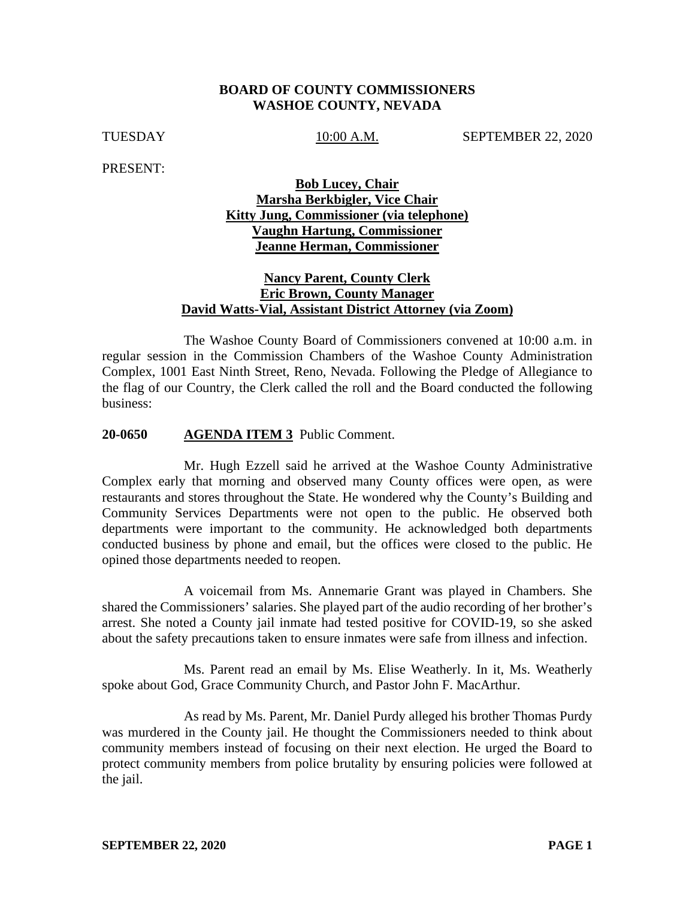**BOARD OF COUNTY COMMISSIONERS**
**WASHOE COUNTY, NEVADA**

TUESDAY 10:00 A.M. SEPTEMBER 22, 2020

PRESENT:

**Bob Lucey, Chair**
**Marsha Berkbigler, Vice Chair**
**Kitty Jung, Commissioner (via telephone)**
**Vaughn Hartung, Commissioner**
**Jeanne Herman, Commissioner**

**Nancy Parent, County Clerk**
**Eric Brown, County Manager**
**David Watts-Vial, Assistant District Attorney (via Zoom)**

The Washoe County Board of Commissioners convened at 10:00 a.m. in regular session in the Commission Chambers of the Washoe County Administration Complex, 1001 East Ninth Street, Reno, Nevada. Following the Pledge of Allegiance to the flag of our Country, the Clerk called the roll and the Board conducted the following business:

**20-0650 AGENDA ITEM 3** Public Comment.

Mr. Hugh Ezzell said he arrived at the Washoe County Administrative Complex early that morning and observed many County offices were open, as were restaurants and stores throughout the State. He wondered why the County's Building and Community Services Departments were not open to the public. He observed both departments were important to the community. He acknowledged both departments conducted business by phone and email, but the offices were closed to the public. He opined those departments needed to reopen.

A voicemail from Ms. Annemarie Grant was played in Chambers. She shared the Commissioners' salaries. She played part of the audio recording of her brother's arrest. She noted a County jail inmate had tested positive for COVID-19, so she asked about the safety precautions taken to ensure inmates were safe from illness and infection.

Ms. Parent read an email by Ms. Elise Weatherly. In it, Ms. Weatherly spoke about God, Grace Community Church, and Pastor John F. MacArthur.

As read by Ms. Parent, Mr. Daniel Purdy alleged his brother Thomas Purdy was murdered in the County jail. He thought the Commissioners needed to think about community members instead of focusing on their next election. He urged the Board to protect community members from police brutality by ensuring policies were followed at the jail.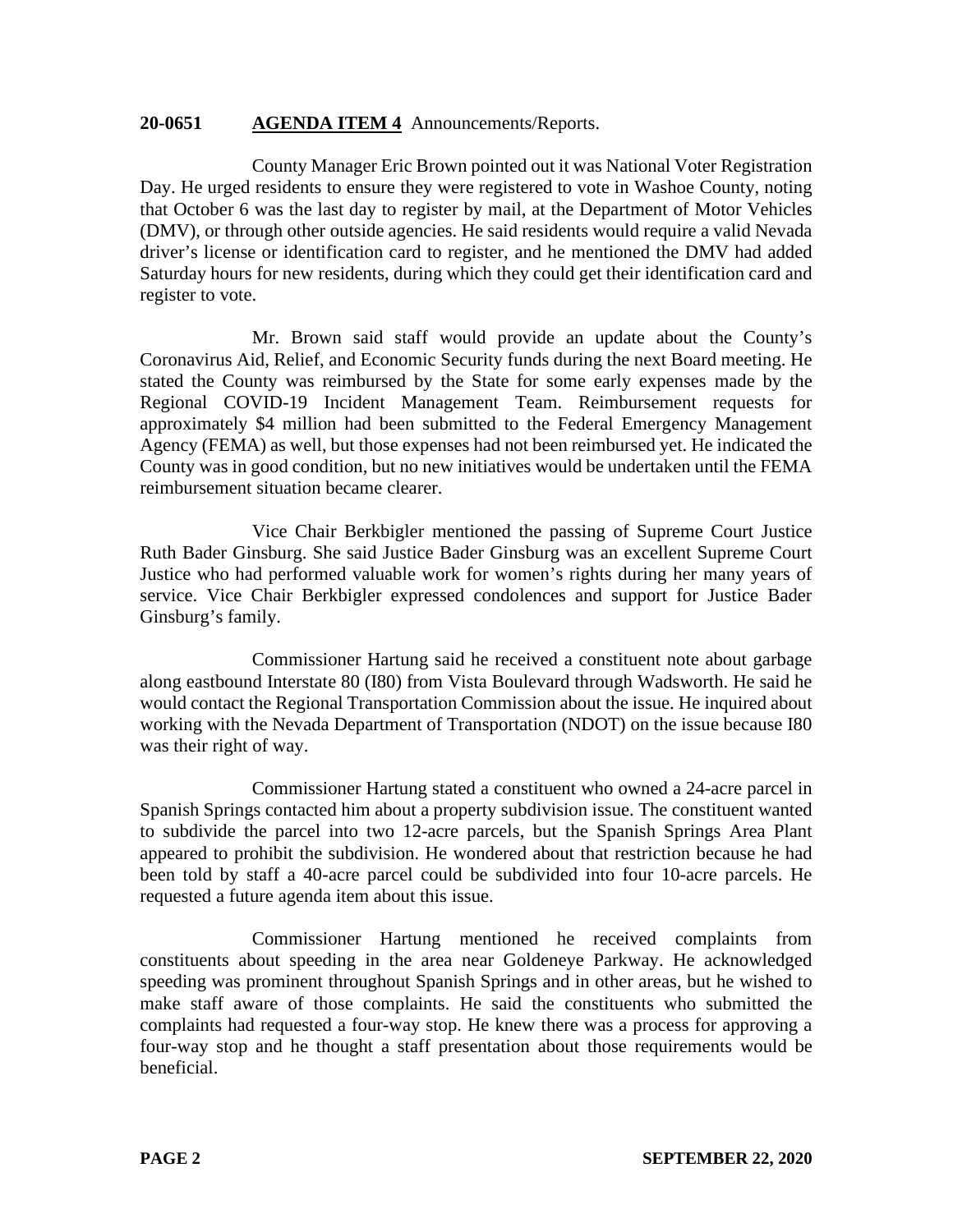**20-0651** **AGENDA ITEM 4** Announcements/Reports.

County Manager Eric Brown pointed out it was National Voter Registration Day. He urged residents to ensure they were registered to vote in Washoe County, noting that October 6 was the last day to register by mail, at the Department of Motor Vehicles (DMV), or through other outside agencies. He said residents would require a valid Nevada driver's license or identification card to register, and he mentioned the DMV had added Saturday hours for new residents, during which they could get their identification card and register to vote.

Mr. Brown said staff would provide an update about the County's Coronavirus Aid, Relief, and Economic Security funds during the next Board meeting. He stated the County was reimbursed by the State for some early expenses made by the Regional COVID-19 Incident Management Team. Reimbursement requests for approximately $4 million had been submitted to the Federal Emergency Management Agency (FEMA) as well, but those expenses had not been reimbursed yet. He indicated the County was in good condition, but no new initiatives would be undertaken until the FEMA reimbursement situation became clearer.

Vice Chair Berkbigler mentioned the passing of Supreme Court Justice Ruth Bader Ginsburg. She said Justice Bader Ginsburg was an excellent Supreme Court Justice who had performed valuable work for women's rights during her many years of service. Vice Chair Berkbigler expressed condolences and support for Justice Bader Ginsburg's family.

Commissioner Hartung said he received a constituent note about garbage along eastbound Interstate 80 (I80) from Vista Boulevard through Wadsworth. He said he would contact the Regional Transportation Commission about the issue. He inquired about working with the Nevada Department of Transportation (NDOT) on the issue because I80 was their right of way.

Commissioner Hartung stated a constituent who owned a 24-acre parcel in Spanish Springs contacted him about a property subdivision issue. The constituent wanted to subdivide the parcel into two 12-acre parcels, but the Spanish Springs Area Plant appeared to prohibit the subdivision. He wondered about that restriction because he had been told by staff a 40-acre parcel could be subdivided into four 10-acre parcels. He requested a future agenda item about this issue.

Commissioner Hartung mentioned he received complaints from constituents about speeding in the area near Goldeneye Parkway. He acknowledged speeding was prominent throughout Spanish Springs and in other areas, but he wished to make staff aware of those complaints. He said the constituents who submitted the complaints had requested a four-way stop. He knew there was a process for approving a four-way stop and he thought a staff presentation about those requirements would be beneficial.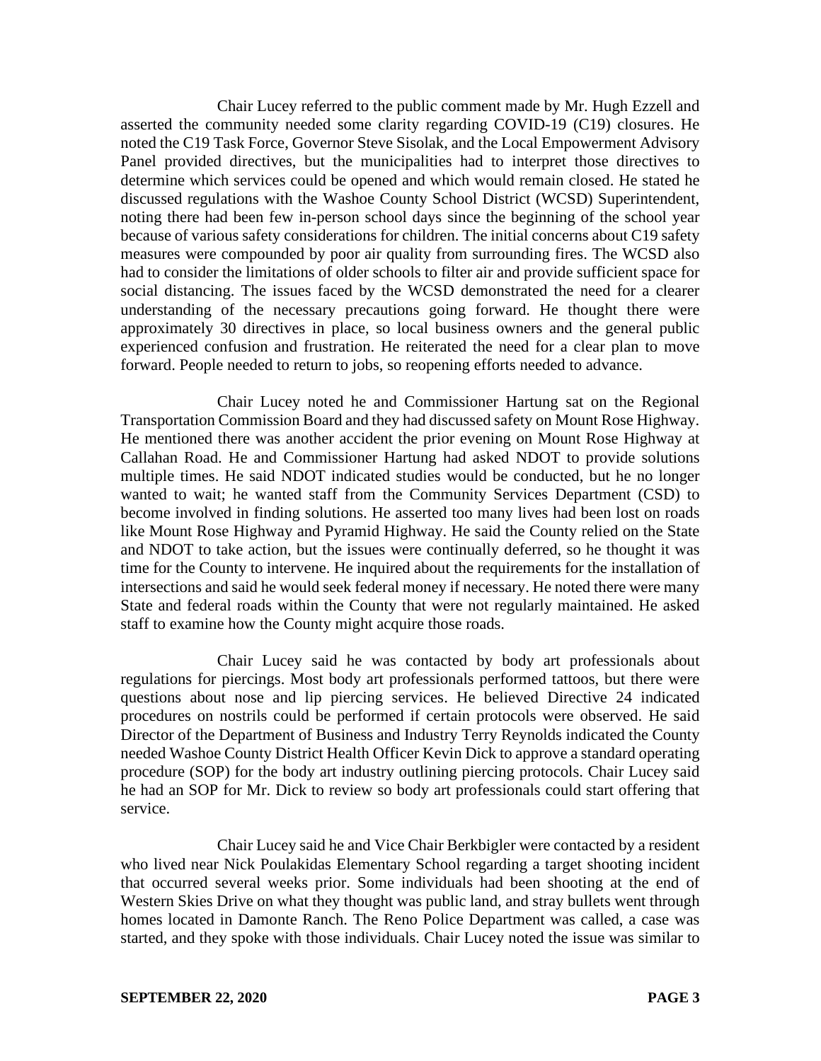Chair Lucey referred to the public comment made by Mr. Hugh Ezzell and asserted the community needed some clarity regarding COVID-19 (C19) closures. He noted the C19 Task Force, Governor Steve Sisolak, and the Local Empowerment Advisory Panel provided directives, but the municipalities had to interpret those directives to determine which services could be opened and which would remain closed. He stated he discussed regulations with the Washoe County School District (WCSD) Superintendent, noting there had been few in-person school days since the beginning of the school year because of various safety considerations for children. The initial concerns about C19 safety measures were compounded by poor air quality from surrounding fires. The WCSD also had to consider the limitations of older schools to filter air and provide sufficient space for social distancing. The issues faced by the WCSD demonstrated the need for a clearer understanding of the necessary precautions going forward. He thought there were approximately 30 directives in place, so local business owners and the general public experienced confusion and frustration. He reiterated the need for a clear plan to move forward. People needed to return to jobs, so reopening efforts needed to advance.

Chair Lucey noted he and Commissioner Hartung sat on the Regional Transportation Commission Board and they had discussed safety on Mount Rose Highway. He mentioned there was another accident the prior evening on Mount Rose Highway at Callahan Road. He and Commissioner Hartung had asked NDOT to provide solutions multiple times. He said NDOT indicated studies would be conducted, but he no longer wanted to wait; he wanted staff from the Community Services Department (CSD) to become involved in finding solutions. He asserted too many lives had been lost on roads like Mount Rose Highway and Pyramid Highway. He said the County relied on the State and NDOT to take action, but the issues were continually deferred, so he thought it was time for the County to intervene. He inquired about the requirements for the installation of intersections and said he would seek federal money if necessary. He noted there were many State and federal roads within the County that were not regularly maintained. He asked staff to examine how the County might acquire those roads.

Chair Lucey said he was contacted by body art professionals about regulations for piercings. Most body art professionals performed tattoos, but there were questions about nose and lip piercing services. He believed Directive 24 indicated procedures on nostrils could be performed if certain protocols were observed. He said Director of the Department of Business and Industry Terry Reynolds indicated the County needed Washoe County District Health Officer Kevin Dick to approve a standard operating procedure (SOP) for the body art industry outlining piercing protocols. Chair Lucey said he had an SOP for Mr. Dick to review so body art professionals could start offering that service.

Chair Lucey said he and Vice Chair Berkbigler were contacted by a resident who lived near Nick Poulakidas Elementary School regarding a target shooting incident that occurred several weeks prior. Some individuals had been shooting at the end of Western Skies Drive on what they thought was public land, and stray bullets went through homes located in Damonte Ranch. The Reno Police Department was called, a case was started, and they spoke with those individuals. Chair Lucey noted the issue was similar to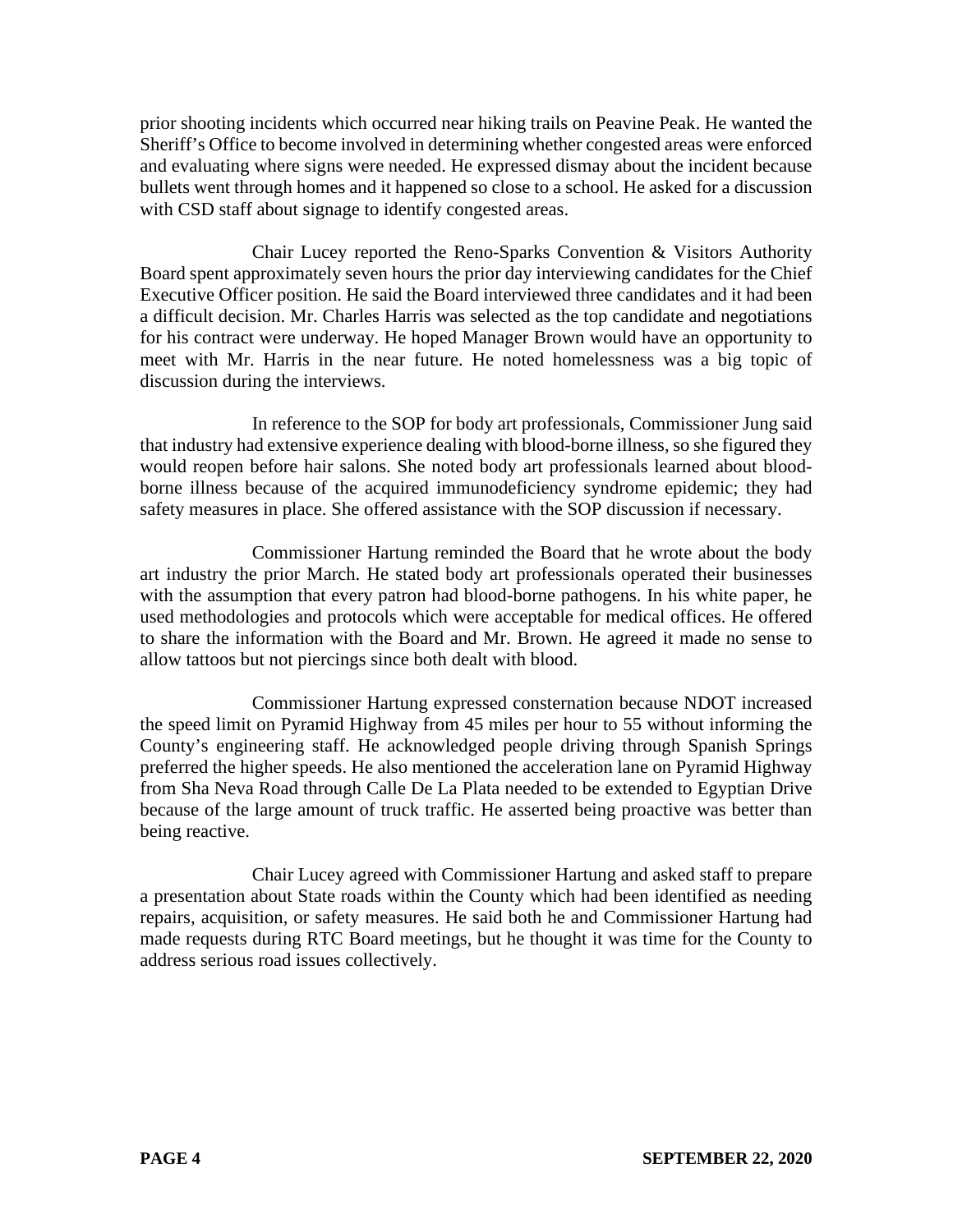prior shooting incidents which occurred near hiking trails on Peavine Peak. He wanted the Sheriff's Office to become involved in determining whether congested areas were enforced and evaluating where signs were needed. He expressed dismay about the incident because bullets went through homes and it happened so close to a school. He asked for a discussion with CSD staff about signage to identify congested areas.

Chair Lucey reported the Reno-Sparks Convention & Visitors Authority Board spent approximately seven hours the prior day interviewing candidates for the Chief Executive Officer position. He said the Board interviewed three candidates and it had been a difficult decision. Mr. Charles Harris was selected as the top candidate and negotiations for his contract were underway. He hoped Manager Brown would have an opportunity to meet with Mr. Harris in the near future. He noted homelessness was a big topic of discussion during the interviews.

In reference to the SOP for body art professionals, Commissioner Jung said that industry had extensive experience dealing with blood-borne illness, so she figured they would reopen before hair salons. She noted body art professionals learned about blood-borne illness because of the acquired immunodeficiency syndrome epidemic; they had safety measures in place. She offered assistance with the SOP discussion if necessary.

Commissioner Hartung reminded the Board that he wrote about the body art industry the prior March. He stated body art professionals operated their businesses with the assumption that every patron had blood-borne pathogens. In his white paper, he used methodologies and protocols which were acceptable for medical offices. He offered to share the information with the Board and Mr. Brown. He agreed it made no sense to allow tattoos but not piercings since both dealt with blood.

Commissioner Hartung expressed consternation because NDOT increased the speed limit on Pyramid Highway from 45 miles per hour to 55 without informing the County's engineering staff. He acknowledged people driving through Spanish Springs preferred the higher speeds. He also mentioned the acceleration lane on Pyramid Highway from Sha Neva Road through Calle De La Plata needed to be extended to Egyptian Drive because of the large amount of truck traffic. He asserted being proactive was better than being reactive.

Chair Lucey agreed with Commissioner Hartung and asked staff to prepare a presentation about State roads within the County which had been identified as needing repairs, acquisition, or safety measures. He said both he and Commissioner Hartung had made requests during RTC Board meetings, but he thought it was time for the County to address serious road issues collectively.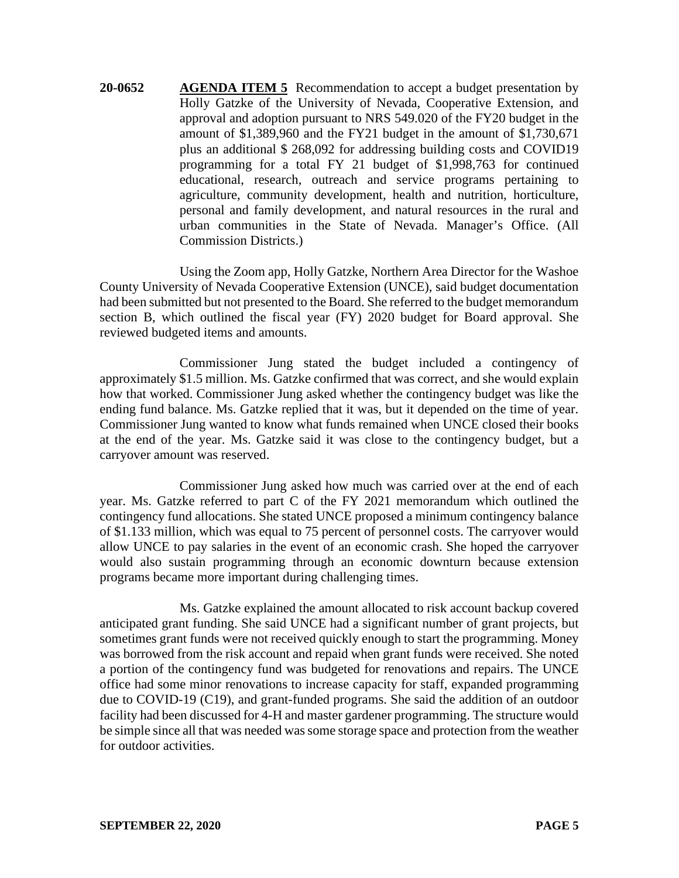**20-0652** **AGENDA ITEM 5** Recommendation to accept a budget presentation by Holly Gatzke of the University of Nevada, Cooperative Extension, and approval and adoption pursuant to NRS 549.020 of the FY20 budget in the amount of $1,389,960 and the FY21 budget in the amount of $1,730,671 plus an additional $ 268,092 for addressing building costs and COVID19 programming for a total FY 21 budget of $1,998,763 for continued educational, research, outreach and service programs pertaining to agriculture, community development, health and nutrition, horticulture, personal and family development, and natural resources in the rural and urban communities in the State of Nevada. Manager's Office. (All Commission Districts.)

Using the Zoom app, Holly Gatzke, Northern Area Director for the Washoe County University of Nevada Cooperative Extension (UNCE), said budget documentation had been submitted but not presented to the Board. She referred to the budget memorandum section B, which outlined the fiscal year (FY) 2020 budget for Board approval. She reviewed budgeted items and amounts.

Commissioner Jung stated the budget included a contingency of approximately $1.5 million. Ms. Gatzke confirmed that was correct, and she would explain how that worked. Commissioner Jung asked whether the contingency budget was like the ending fund balance. Ms. Gatzke replied that it was, but it depended on the time of year. Commissioner Jung wanted to know what funds remained when UNCE closed their books at the end of the year. Ms. Gatzke said it was close to the contingency budget, but a carryover amount was reserved.

Commissioner Jung asked how much was carried over at the end of each year. Ms. Gatzke referred to part C of the FY 2021 memorandum which outlined the contingency fund allocations. She stated UNCE proposed a minimum contingency balance of $1.133 million, which was equal to 75 percent of personnel costs. The carryover would allow UNCE to pay salaries in the event of an economic crash. She hoped the carryover would also sustain programming through an economic downturn because extension programs became more important during challenging times.

Ms. Gatzke explained the amount allocated to risk account backup covered anticipated grant funding. She said UNCE had a significant number of grant projects, but sometimes grant funds were not received quickly enough to start the programming. Money was borrowed from the risk account and repaid when grant funds were received. She noted a portion of the contingency fund was budgeted for renovations and repairs. The UNCE office had some minor renovations to increase capacity for staff, expanded programming due to COVID-19 (C19), and grant-funded programs. She said the addition of an outdoor facility had been discussed for 4-H and master gardener programming. The structure would be simple since all that was needed was some storage space and protection from the weather for outdoor activities.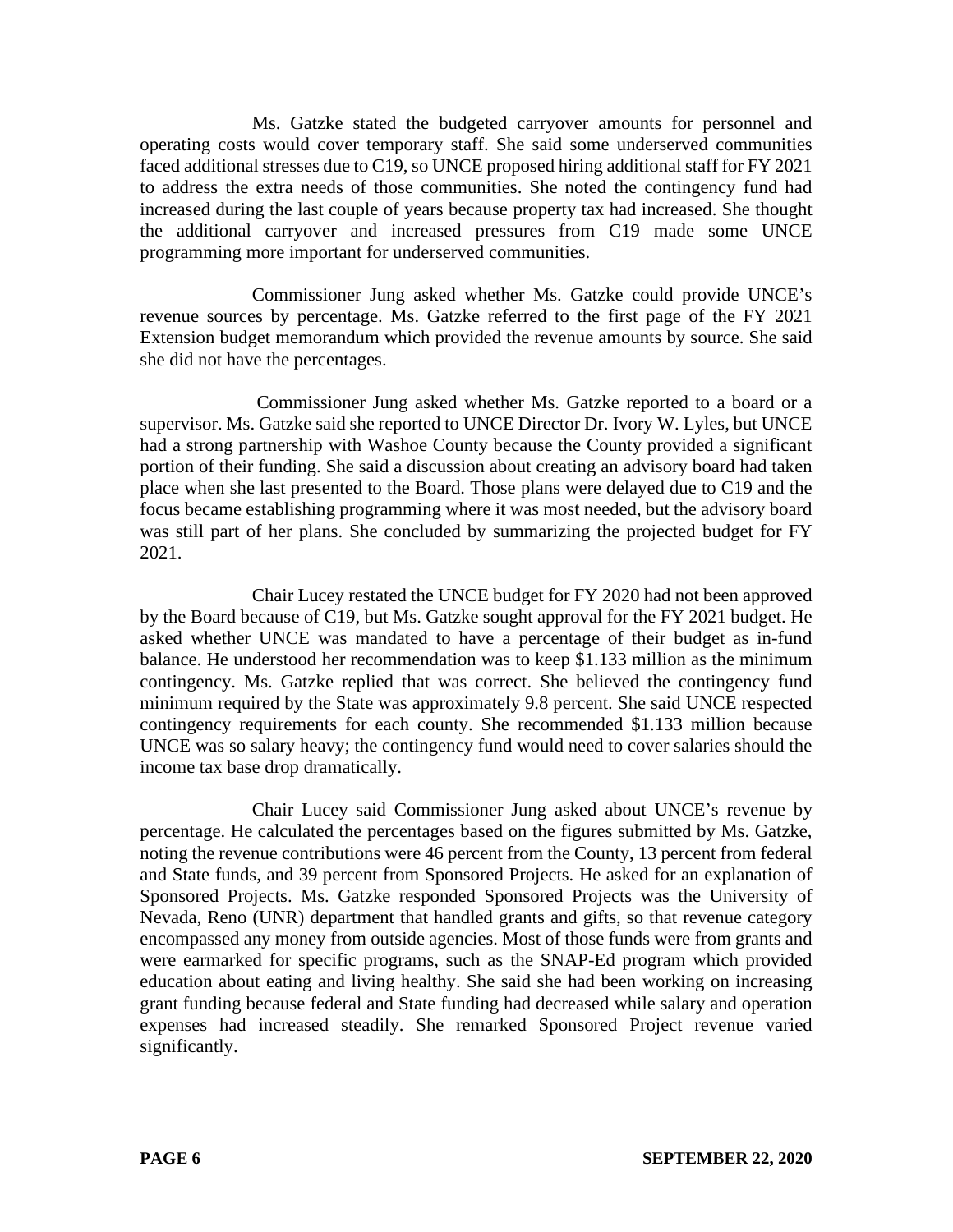Ms. Gatzke stated the budgeted carryover amounts for personnel and operating costs would cover temporary staff. She said some underserved communities faced additional stresses due to C19, so UNCE proposed hiring additional staff for FY 2021 to address the extra needs of those communities. She noted the contingency fund had increased during the last couple of years because property tax had increased. She thought the additional carryover and increased pressures from C19 made some UNCE programming more important for underserved communities.

Commissioner Jung asked whether Ms. Gatzke could provide UNCE's revenue sources by percentage. Ms. Gatzke referred to the first page of the FY 2021 Extension budget memorandum which provided the revenue amounts by source. She said she did not have the percentages.

Commissioner Jung asked whether Ms. Gatzke reported to a board or a supervisor. Ms. Gatzke said she reported to UNCE Director Dr. Ivory W. Lyles, but UNCE had a strong partnership with Washoe County because the County provided a significant portion of their funding. She said a discussion about creating an advisory board had taken place when she last presented to the Board. Those plans were delayed due to C19 and the focus became establishing programming where it was most needed, but the advisory board was still part of her plans. She concluded by summarizing the projected budget for FY 2021.

Chair Lucey restated the UNCE budget for FY 2020 had not been approved by the Board because of C19, but Ms. Gatzke sought approval for the FY 2021 budget. He asked whether UNCE was mandated to have a percentage of their budget as in-fund balance. He understood her recommendation was to keep $1.133 million as the minimum contingency. Ms. Gatzke replied that was correct. She believed the contingency fund minimum required by the State was approximately 9.8 percent. She said UNCE respected contingency requirements for each county. She recommended $1.133 million because UNCE was so salary heavy; the contingency fund would need to cover salaries should the income tax base drop dramatically.

Chair Lucey said Commissioner Jung asked about UNCE's revenue by percentage. He calculated the percentages based on the figures submitted by Ms. Gatzke, noting the revenue contributions were 46 percent from the County, 13 percent from federal and State funds, and 39 percent from Sponsored Projects. He asked for an explanation of Sponsored Projects. Ms. Gatzke responded Sponsored Projects was the University of Nevada, Reno (UNR) department that handled grants and gifts, so that revenue category encompassed any money from outside agencies. Most of those funds were from grants and were earmarked for specific programs, such as the SNAP-Ed program which provided education about eating and living healthy. She said she had been working on increasing grant funding because federal and State funding had decreased while salary and operation expenses had increased steadily. She remarked Sponsored Project revenue varied significantly.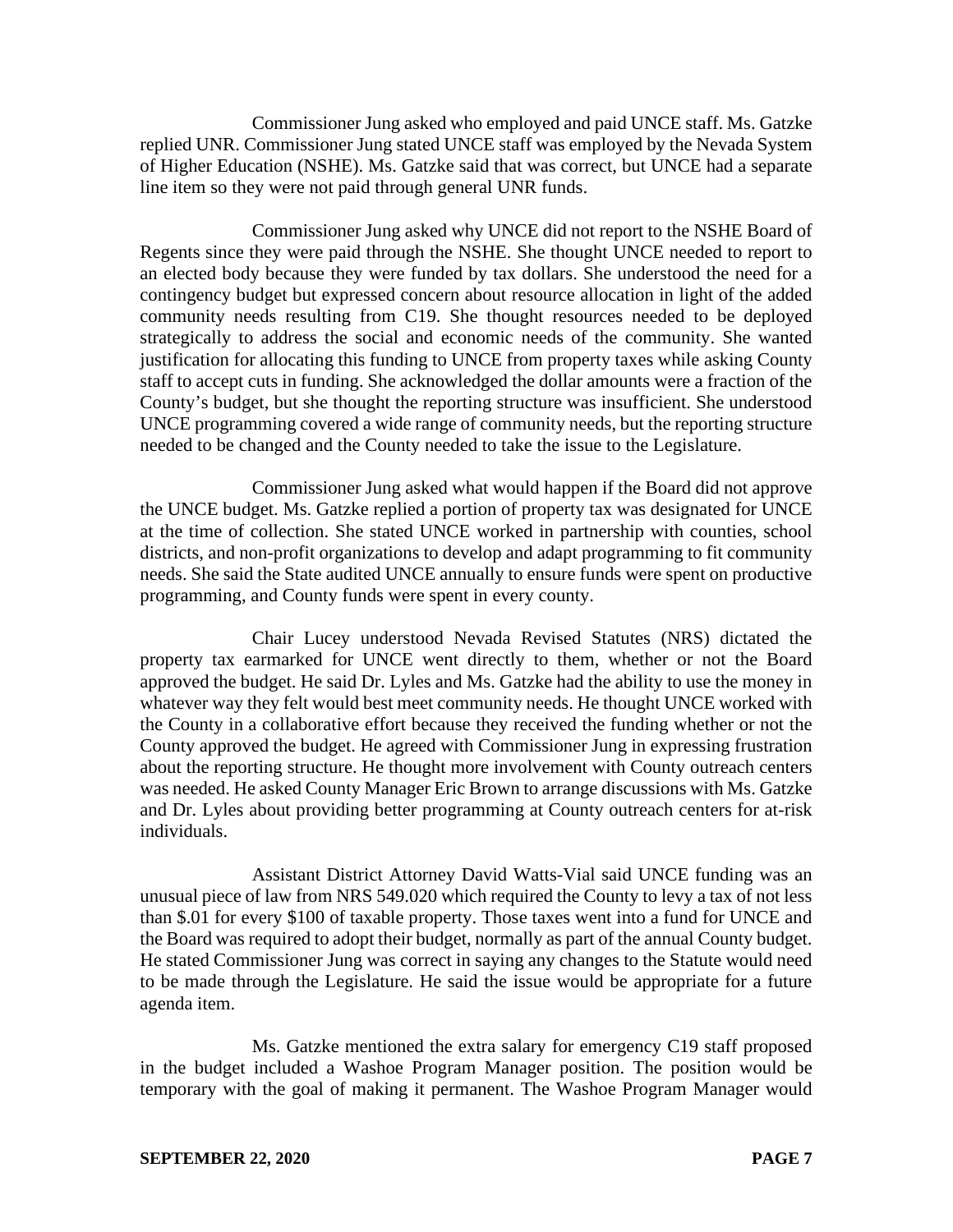Commissioner Jung asked who employed and paid UNCE staff. Ms. Gatzke replied UNR. Commissioner Jung stated UNCE staff was employed by the Nevada System of Higher Education (NSHE). Ms. Gatzke said that was correct, but UNCE had a separate line item so they were not paid through general UNR funds.

Commissioner Jung asked why UNCE did not report to the NSHE Board of Regents since they were paid through the NSHE. She thought UNCE needed to report to an elected body because they were funded by tax dollars. She understood the need for a contingency budget but expressed concern about resource allocation in light of the added community needs resulting from C19. She thought resources needed to be deployed strategically to address the social and economic needs of the community. She wanted justification for allocating this funding to UNCE from property taxes while asking County staff to accept cuts in funding. She acknowledged the dollar amounts were a fraction of the County's budget, but she thought the reporting structure was insufficient. She understood UNCE programming covered a wide range of community needs, but the reporting structure needed to be changed and the County needed to take the issue to the Legislature.

Commissioner Jung asked what would happen if the Board did not approve the UNCE budget. Ms. Gatzke replied a portion of property tax was designated for UNCE at the time of collection. She stated UNCE worked in partnership with counties, school districts, and non-profit organizations to develop and adapt programming to fit community needs. She said the State audited UNCE annually to ensure funds were spent on productive programming, and County funds were spent in every county.

Chair Lucey understood Nevada Revised Statutes (NRS) dictated the property tax earmarked for UNCE went directly to them, whether or not the Board approved the budget. He said Dr. Lyles and Ms. Gatzke had the ability to use the money in whatever way they felt would best meet community needs. He thought UNCE worked with the County in a collaborative effort because they received the funding whether or not the County approved the budget. He agreed with Commissioner Jung in expressing frustration about the reporting structure. He thought more involvement with County outreach centers was needed. He asked County Manager Eric Brown to arrange discussions with Ms. Gatzke and Dr. Lyles about providing better programming at County outreach centers for at-risk individuals.

Assistant District Attorney David Watts-Vial said UNCE funding was an unusual piece of law from NRS 549.020 which required the County to levy a tax of not less than $.01 for every $100 of taxable property. Those taxes went into a fund for UNCE and the Board was required to adopt their budget, normally as part of the annual County budget. He stated Commissioner Jung was correct in saying any changes to the Statute would need to be made through the Legislature. He said the issue would be appropriate for a future agenda item.

Ms. Gatzke mentioned the extra salary for emergency C19 staff proposed in the budget included a Washoe Program Manager position. The position would be temporary with the goal of making it permanent. The Washoe Program Manager would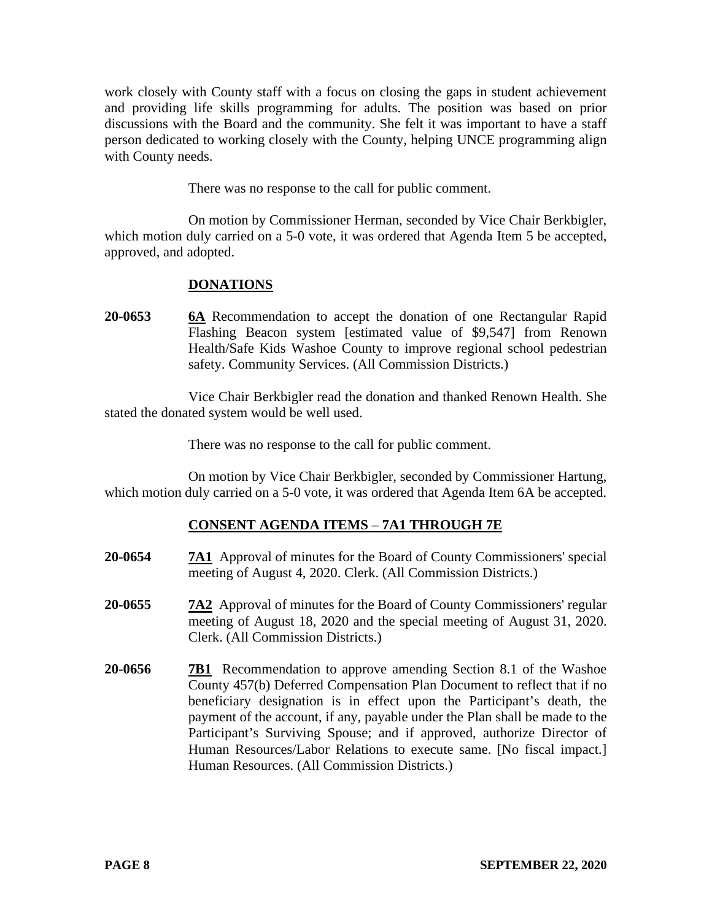work closely with County staff with a focus on closing the gaps in student achievement and providing life skills programming for adults. The position was based on prior discussions with the Board and the community. She felt it was important to have a staff person dedicated to working closely with the County, helping UNCE programming align with County needs.

There was no response to the call for public comment.

On motion by Commissioner Herman, seconded by Vice Chair Berkbigler, which motion duly carried on a 5-0 vote, it was ordered that Agenda Item 5 be accepted, approved, and adopted.

## DONATIONS

**20-0653** **6A** Recommendation to accept the donation of one Rectangular Rapid Flashing Beacon system [estimated value of $9,547] from Renown Health/Safe Kids Washoe County to improve regional school pedestrian safety. Community Services. (All Commission Districts.)

Vice Chair Berkbigler read the donation and thanked Renown Health. She stated the donated system would be well used.

There was no response to the call for public comment.

On motion by Vice Chair Berkbigler, seconded by Commissioner Hartung, which motion duly carried on a 5-0 vote, it was ordered that Agenda Item 6A be accepted.

## CONSENT AGENDA ITEMS – 7A1 THROUGH 7E

**20-0654** **7A1** Approval of minutes for the Board of County Commissioners' special meeting of August 4, 2020. Clerk. (All Commission Districts.)

**20-0655** **7A2** Approval of minutes for the Board of County Commissioners' regular meeting of August 18, 2020 and the special meeting of August 31, 2020. Clerk. (All Commission Districts.)

**20-0656** **7B1** Recommendation to approve amending Section 8.1 of the Washoe County 457(b) Deferred Compensation Plan Document to reflect that if no beneficiary designation is in effect upon the Participant's death, the payment of the account, if any, payable under the Plan shall be made to the Participant's Surviving Spouse; and if approved, authorize Director of Human Resources/Labor Relations to execute same. [No fiscal impact.] Human Resources. (All Commission Districts.)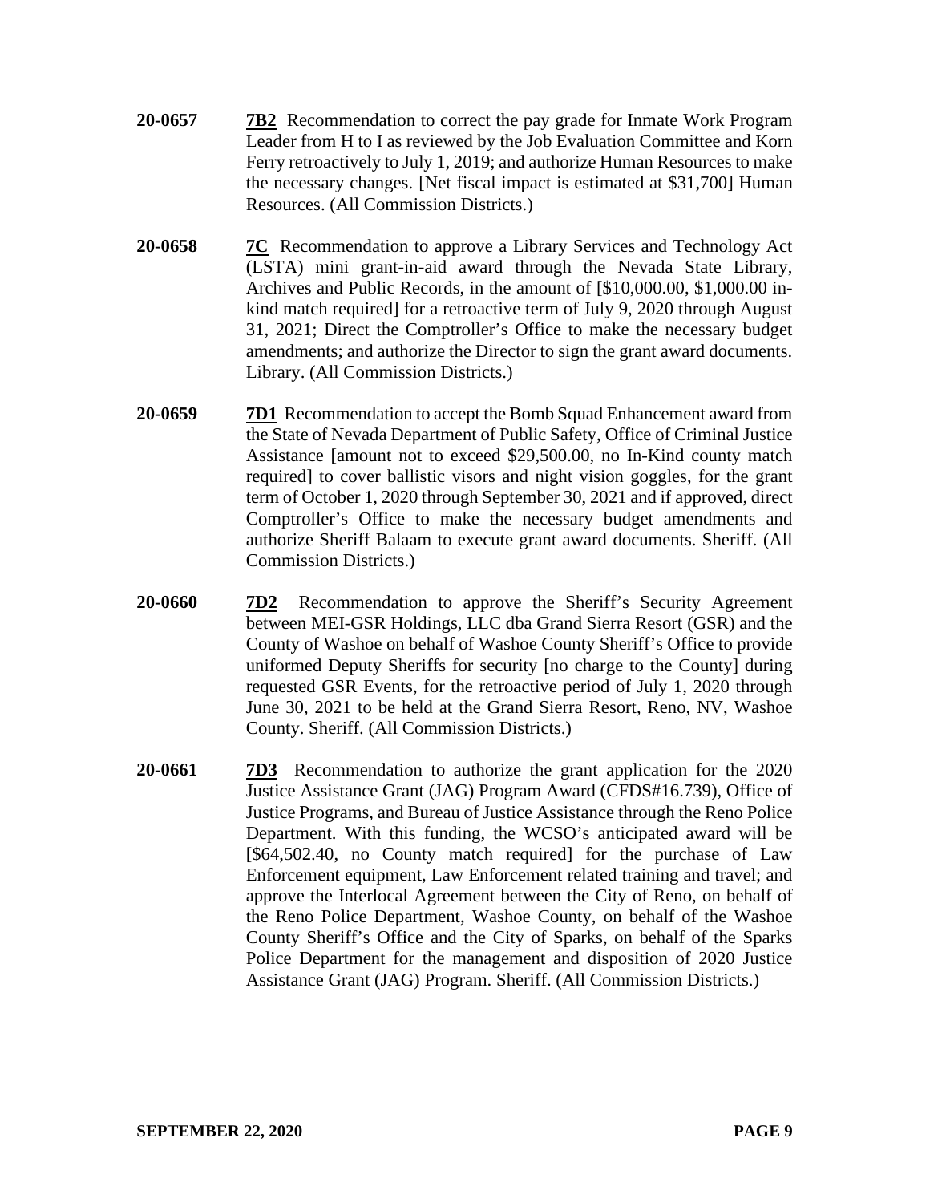**20-0657** **7B2** Recommendation to correct the pay grade for Inmate Work Program Leader from H to I as reviewed by the Job Evaluation Committee and Korn Ferry retroactively to July 1, 2019; and authorize Human Resources to make the necessary changes. [Net fiscal impact is estimated at $31,700] Human Resources. (All Commission Districts.)

**20-0658** **7C** Recommendation to approve a Library Services and Technology Act (LSTA) mini grant-in-aid award through the Nevada State Library, Archives and Public Records, in the amount of [$10,000.00, $1,000.00 in-kind match required] for a retroactive term of July 9, 2020 through August 31, 2021; Direct the Comptroller's Office to make the necessary budget amendments; and authorize the Director to sign the grant award documents. Library. (All Commission Districts.)

**20-0659** **7D1** Recommendation to accept the Bomb Squad Enhancement award from the State of Nevada Department of Public Safety, Office of Criminal Justice Assistance [amount not to exceed $29,500.00, no In-Kind county match required] to cover ballistic visors and night vision goggles, for the grant term of October 1, 2020 through September 30, 2021 and if approved, direct Comptroller's Office to make the necessary budget amendments and authorize Sheriff Balaam to execute grant award documents. Sheriff. (All Commission Districts.)

**20-0660** **7D2** Recommendation to approve the Sheriff's Security Agreement between MEI-GSR Holdings, LLC dba Grand Sierra Resort (GSR) and the County of Washoe on behalf of Washoe County Sheriff's Office to provide uniformed Deputy Sheriffs for security [no charge to the County] during requested GSR Events, for the retroactive period of July 1, 2020 through June 30, 2021 to be held at the Grand Sierra Resort, Reno, NV, Washoe County. Sheriff. (All Commission Districts.)

**20-0661** **7D3** Recommendation to authorize the grant application for the 2020 Justice Assistance Grant (JAG) Program Award (CFDS#16.739), Office of Justice Programs, and Bureau of Justice Assistance through the Reno Police Department. With this funding, the WCSO's anticipated award will be [$64,502.40, no County match required] for the purchase of Law Enforcement equipment, Law Enforcement related training and travel; and approve the Interlocal Agreement between the City of Reno, on behalf of the Reno Police Department, Washoe County, on behalf of the Washoe County Sheriff's Office and the City of Sparks, on behalf of the Sparks Police Department for the management and disposition of 2020 Justice Assistance Grant (JAG) Program. Sheriff. (All Commission Districts.)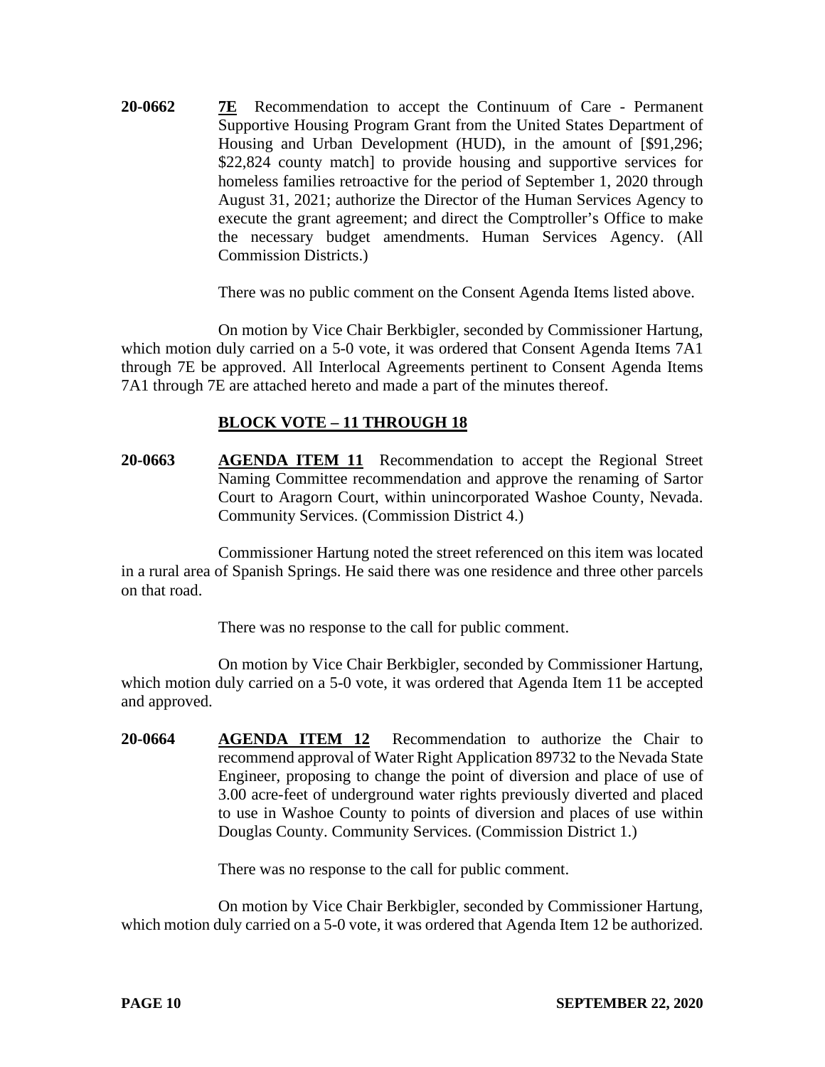**20-0662** **7E** Recommendation to accept the Continuum of Care - Permanent Supportive Housing Program Grant from the United States Department of Housing and Urban Development (HUD), in the amount of [$91,296; $22,824 county match] to provide housing and supportive services for homeless families retroactive for the period of September 1, 2020 through August 31, 2021; authorize the Director of the Human Services Agency to execute the grant agreement; and direct the Comptroller's Office to make the necessary budget amendments. Human Services Agency. (All Commission Districts.)

There was no public comment on the Consent Agenda Items listed above.

On motion by Vice Chair Berkbigler, seconded by Commissioner Hartung, which motion duly carried on a 5-0 vote, it was ordered that Consent Agenda Items 7A1 through 7E be approved. All Interlocal Agreements pertinent to Consent Agenda Items 7A1 through 7E are attached hereto and made a part of the minutes thereof.

## BLOCK VOTE – 11 THROUGH 18

**20-0663** **AGENDA ITEM 11** Recommendation to accept the Regional Street Naming Committee recommendation and approve the renaming of Sartor Court to Aragorn Court, within unincorporated Washoe County, Nevada. Community Services. (Commission District 4.)

Commissioner Hartung noted the street referenced on this item was located in a rural area of Spanish Springs. He said there was one residence and three other parcels on that road.

There was no response to the call for public comment.

On motion by Vice Chair Berkbigler, seconded by Commissioner Hartung, which motion duly carried on a 5-0 vote, it was ordered that Agenda Item 11 be accepted and approved.

**20-0664** **AGENDA ITEM 12** Recommendation to authorize the Chair to recommend approval of Water Right Application 89732 to the Nevada State Engineer, proposing to change the point of diversion and place of use of 3.00 acre-feet of underground water rights previously diverted and placed to use in Washoe County to points of diversion and places of use within Douglas County. Community Services. (Commission District 1.)

There was no response to the call for public comment.

On motion by Vice Chair Berkbigler, seconded by Commissioner Hartung, which motion duly carried on a 5-0 vote, it was ordered that Agenda Item 12 be authorized.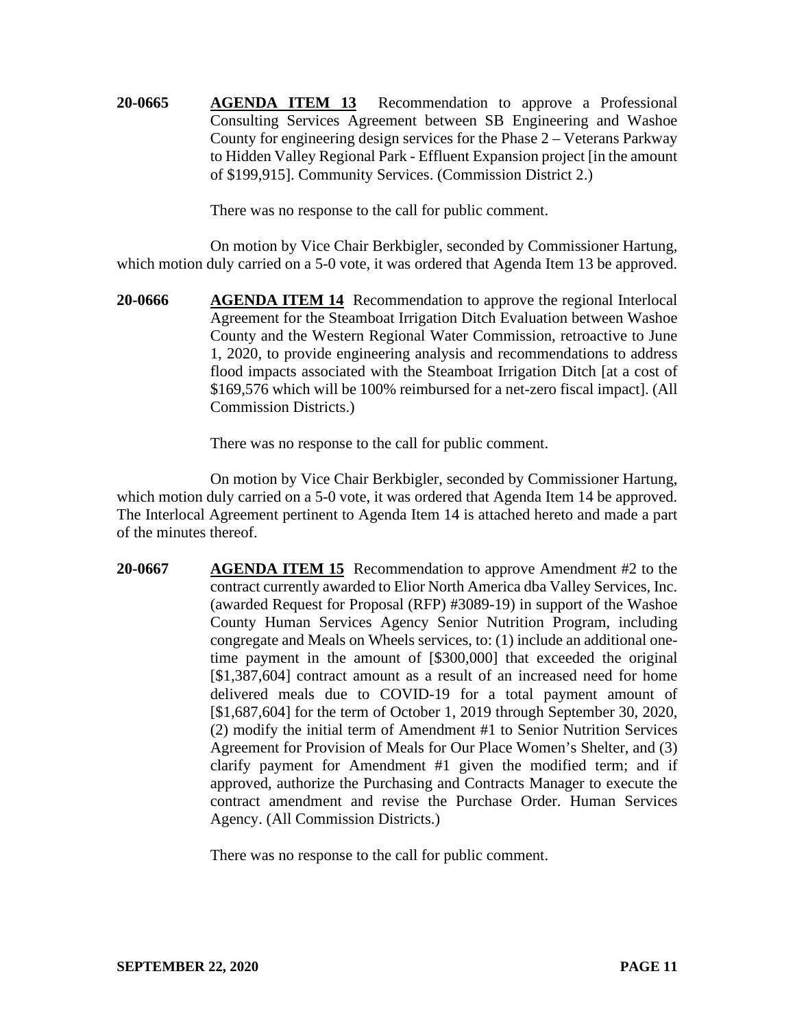**20-0665** **AGENDA ITEM 13** Recommendation to approve a Professional Consulting Services Agreement between SB Engineering and Washoe County for engineering design services for the Phase 2 – Veterans Parkway to Hidden Valley Regional Park - Effluent Expansion project [in the amount of $199,915]. Community Services. (Commission District 2.)

There was no response to the call for public comment.

On motion by Vice Chair Berkbigler, seconded by Commissioner Hartung, which motion duly carried on a 5-0 vote, it was ordered that Agenda Item 13 be approved.

**20-0666** **AGENDA ITEM 14** Recommendation to approve the regional Interlocal Agreement for the Steamboat Irrigation Ditch Evaluation between Washoe County and the Western Regional Water Commission, retroactive to June 1, 2020, to provide engineering analysis and recommendations to address flood impacts associated with the Steamboat Irrigation Ditch [at a cost of $169,576 which will be 100% reimbursed for a net-zero fiscal impact]. (All Commission Districts.)

There was no response to the call for public comment.

On motion by Vice Chair Berkbigler, seconded by Commissioner Hartung, which motion duly carried on a 5-0 vote, it was ordered that Agenda Item 14 be approved. The Interlocal Agreement pertinent to Agenda Item 14 is attached hereto and made a part of the minutes thereof.

**20-0667** **AGENDA ITEM 15** Recommendation to approve Amendment #2 to the contract currently awarded to Elior North America dba Valley Services, Inc. (awarded Request for Proposal (RFP) #3089-19) in support of the Washoe County Human Services Agency Senior Nutrition Program, including congregate and Meals on Wheels services, to: (1) include an additional one-time payment in the amount of [$300,000] that exceeded the original [$1,387,604] contract amount as a result of an increased need for home delivered meals due to COVID-19 for a total payment amount of [$1,687,604] for the term of October 1, 2019 through September 30, 2020, (2) modify the initial term of Amendment #1 to Senior Nutrition Services Agreement for Provision of Meals for Our Place Women's Shelter, and (3) clarify payment for Amendment #1 given the modified term; and if approved, authorize the Purchasing and Contracts Manager to execute the contract amendment and revise the Purchase Order. Human Services Agency. (All Commission Districts.)

There was no response to the call for public comment.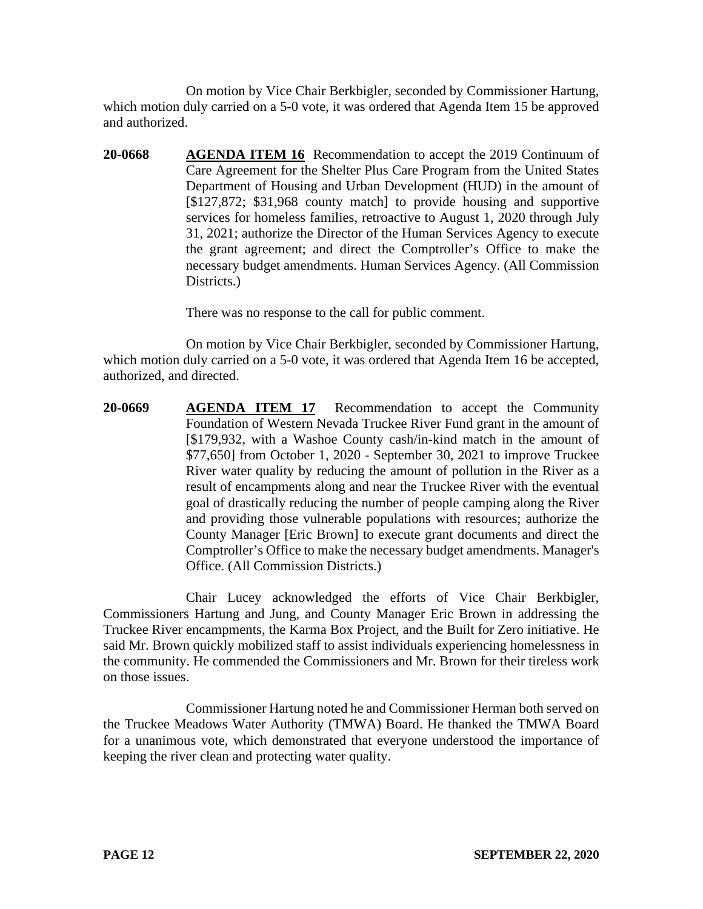On motion by Vice Chair Berkbigler, seconded by Commissioner Hartung, which motion duly carried on a 5-0 vote, it was ordered that Agenda Item 15 be approved and authorized.

**20-0668** **AGENDA ITEM 16** Recommendation to accept the 2019 Continuum of Care Agreement for the Shelter Plus Care Program from the United States Department of Housing and Urban Development (HUD) in the amount of [$127,872; $31,968 county match] to provide housing and supportive services for homeless families, retroactive to August 1, 2020 through July 31, 2021; authorize the Director of the Human Services Agency to execute the grant agreement; and direct the Comptroller's Office to make the necessary budget amendments. Human Services Agency. (All Commission Districts.)

There was no response to the call for public comment.

On motion by Vice Chair Berkbigler, seconded by Commissioner Hartung, which motion duly carried on a 5-0 vote, it was ordered that Agenda Item 16 be accepted, authorized, and directed.

**20-0669** **AGENDA ITEM 17** Recommendation to accept the Community Foundation of Western Nevada Truckee River Fund grant in the amount of [$179,932, with a Washoe County cash/in-kind match in the amount of $77,650] from October 1, 2020 - September 30, 2021 to improve Truckee River water quality by reducing the amount of pollution in the River as a result of encampments along and near the Truckee River with the eventual goal of drastically reducing the number of people camping along the River and providing those vulnerable populations with resources; authorize the County Manager [Eric Brown] to execute grant documents and direct the Comptroller's Office to make the necessary budget amendments. Manager's Office. (All Commission Districts.)

Chair Lucey acknowledged the efforts of Vice Chair Berkbigler, Commissioners Hartung and Jung, and County Manager Eric Brown in addressing the Truckee River encampments, the Karma Box Project, and the Built for Zero initiative. He said Mr. Brown quickly mobilized staff to assist individuals experiencing homelessness in the community. He commended the Commissioners and Mr. Brown for their tireless work on those issues.

Commissioner Hartung noted he and Commissioner Herman both served on the Truckee Meadows Water Authority (TMWA) Board. He thanked the TMWA Board for a unanimous vote, which demonstrated that everyone understood the importance of keeping the river clean and protecting water quality.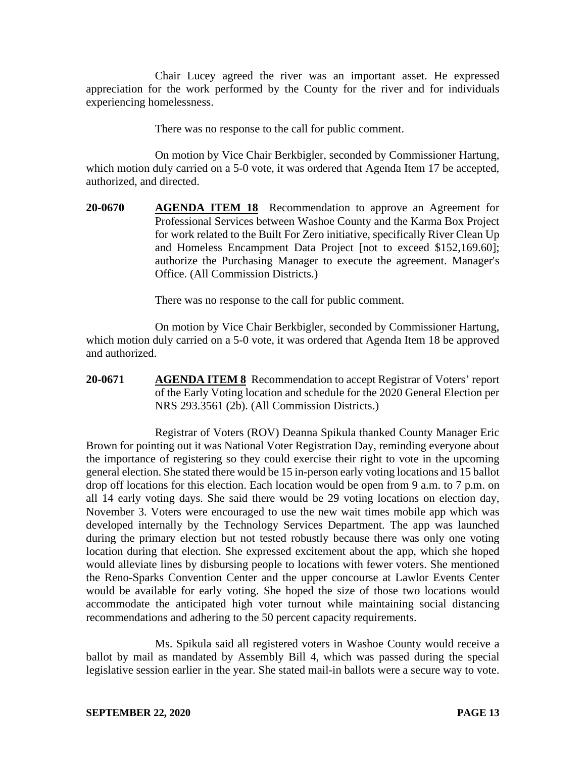Chair Lucey agreed the river was an important asset. He expressed appreciation for the work performed by the County for the river and for individuals experiencing homelessness.

There was no response to the call for public comment.

On motion by Vice Chair Berkbigler, seconded by Commissioner Hartung, which motion duly carried on a 5-0 vote, it was ordered that Agenda Item 17 be accepted, authorized, and directed.

**20-0670** **AGENDA ITEM 18** Recommendation to approve an Agreement for Professional Services between Washoe County and the Karma Box Project for work related to the Built For Zero initiative, specifically River Clean Up and Homeless Encampment Data Project [not to exceed $152,169.60]; authorize the Purchasing Manager to execute the agreement. Manager's Office. (All Commission Districts.)

There was no response to the call for public comment.

On motion by Vice Chair Berkbigler, seconded by Commissioner Hartung, which motion duly carried on a 5-0 vote, it was ordered that Agenda Item 18 be approved and authorized.

**20-0671** **AGENDA ITEM 8** Recommendation to accept Registrar of Voters' report of the Early Voting location and schedule for the 2020 General Election per NRS 293.3561 (2b). (All Commission Districts.)

Registrar of Voters (ROV) Deanna Spikula thanked County Manager Eric Brown for pointing out it was National Voter Registration Day, reminding everyone about the importance of registering so they could exercise their right to vote in the upcoming general election. She stated there would be 15 in-person early voting locations and 15 ballot drop off locations for this election. Each location would be open from 9 a.m. to 7 p.m. on all 14 early voting days. She said there would be 29 voting locations on election day, November 3. Voters were encouraged to use the new wait times mobile app which was developed internally by the Technology Services Department. The app was launched during the primary election but not tested robustly because there was only one voting location during that election. She expressed excitement about the app, which she hoped would alleviate lines by disbursing people to locations with fewer voters. She mentioned the Reno-Sparks Convention Center and the upper concourse at Lawlor Events Center would be available for early voting. She hoped the size of those two locations would accommodate the anticipated high voter turnout while maintaining social distancing recommendations and adhering to the 50 percent capacity requirements.

Ms. Spikula said all registered voters in Washoe County would receive a ballot by mail as mandated by Assembly Bill 4, which was passed during the special legislative session earlier in the year. She stated mail-in ballots were a secure way to vote.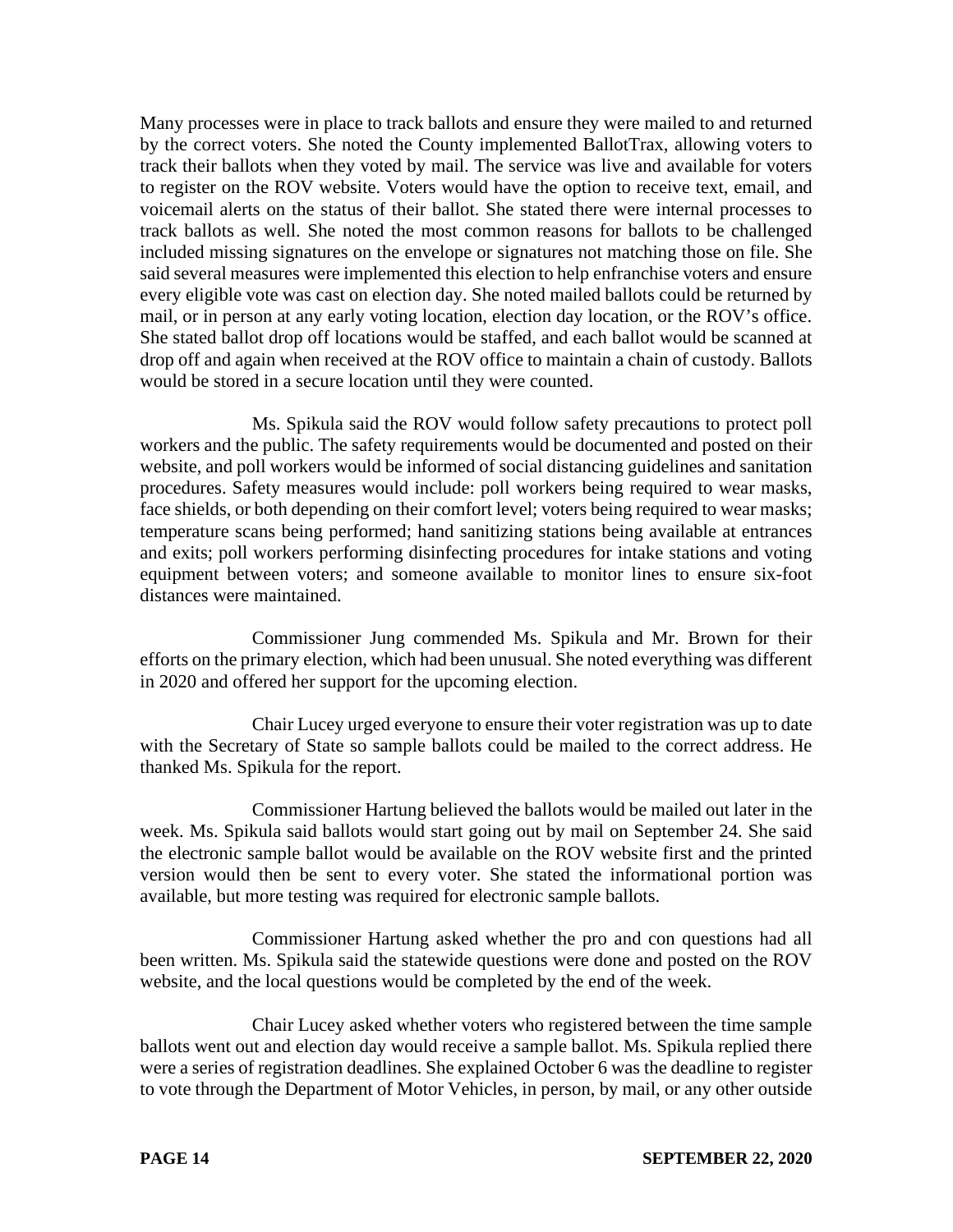Many processes were in place to track ballots and ensure they were mailed to and returned by the correct voters. She noted the County implemented BallotTrax, allowing voters to track their ballots when they voted by mail. The service was live and available for voters to register on the ROV website. Voters would have the option to receive text, email, and voicemail alerts on the status of their ballot. She stated there were internal processes to track ballots as well. She noted the most common reasons for ballots to be challenged included missing signatures on the envelope or signatures not matching those on file. She said several measures were implemented this election to help enfranchise voters and ensure every eligible vote was cast on election day. She noted mailed ballots could be returned by mail, or in person at any early voting location, election day location, or the ROV's office. She stated ballot drop off locations would be staffed, and each ballot would be scanned at drop off and again when received at the ROV office to maintain a chain of custody. Ballots would be stored in a secure location until they were counted.

Ms. Spikula said the ROV would follow safety precautions to protect poll workers and the public. The safety requirements would be documented and posted on their website, and poll workers would be informed of social distancing guidelines and sanitation procedures. Safety measures would include: poll workers being required to wear masks, face shields, or both depending on their comfort level; voters being required to wear masks; temperature scans being performed; hand sanitizing stations being available at entrances and exits; poll workers performing disinfecting procedures for intake stations and voting equipment between voters; and someone available to monitor lines to ensure six-foot distances were maintained.

Commissioner Jung commended Ms. Spikula and Mr. Brown for their efforts on the primary election, which had been unusual. She noted everything was different in 2020 and offered her support for the upcoming election.

Chair Lucey urged everyone to ensure their voter registration was up to date with the Secretary of State so sample ballots could be mailed to the correct address. He thanked Ms. Spikula for the report.

Commissioner Hartung believed the ballots would be mailed out later in the week. Ms. Spikula said ballots would start going out by mail on September 24. She said the electronic sample ballot would be available on the ROV website first and the printed version would then be sent to every voter. She stated the informational portion was available, but more testing was required for electronic sample ballots.

Commissioner Hartung asked whether the pro and con questions had all been written. Ms. Spikula said the statewide questions were done and posted on the ROV website, and the local questions would be completed by the end of the week.

Chair Lucey asked whether voters who registered between the time sample ballots went out and election day would receive a sample ballot. Ms. Spikula replied there were a series of registration deadlines. She explained October 6 was the deadline to register to vote through the Department of Motor Vehicles, in person, by mail, or any other outside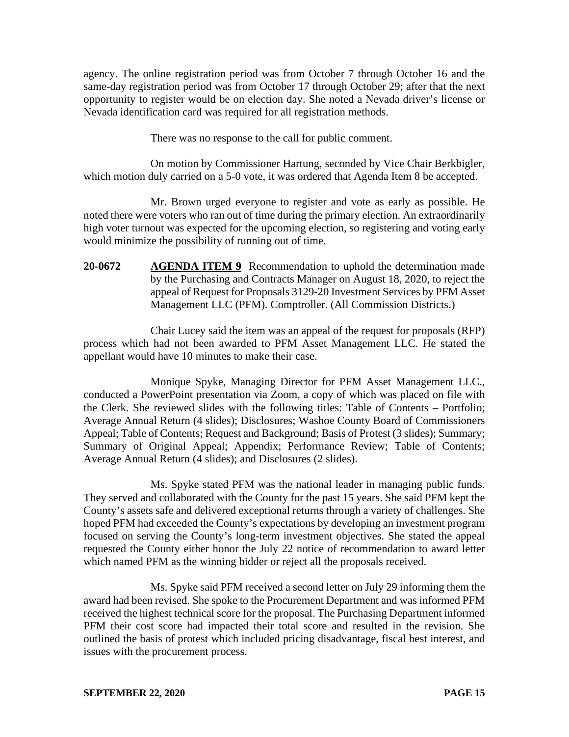agency. The online registration period was from October 7 through October 16 and the same-day registration period was from October 17 through October 29; after that the next opportunity to register would be on election day. She noted a Nevada driver's license or Nevada identification card was required for all registration methods.

There was no response to the call for public comment.

On motion by Commissioner Hartung, seconded by Vice Chair Berkbigler, which motion duly carried on a 5-0 vote, it was ordered that Agenda Item 8 be accepted.

Mr. Brown urged everyone to register and vote as early as possible. He noted there were voters who ran out of time during the primary election. An extraordinarily high voter turnout was expected for the upcoming election, so registering and voting early would minimize the possibility of running out of time.

**20-0672** **AGENDA ITEM 9** Recommendation to uphold the determination made by the Purchasing and Contracts Manager on August 18, 2020, to reject the appeal of Request for Proposals 3129-20 Investment Services by PFM Asset Management LLC (PFM). Comptroller. (All Commission Districts.)

Chair Lucey said the item was an appeal of the request for proposals (RFP) process which had not been awarded to PFM Asset Management LLC. He stated the appellant would have 10 minutes to make their case.

Monique Spyke, Managing Director for PFM Asset Management LLC., conducted a PowerPoint presentation via Zoom, a copy of which was placed on file with the Clerk. She reviewed slides with the following titles: Table of Contents – Portfolio; Average Annual Return (4 slides); Disclosures; Washoe County Board of Commissioners Appeal; Table of Contents; Request and Background; Basis of Protest (3 slides); Summary; Summary of Original Appeal; Appendix; Performance Review; Table of Contents; Average Annual Return (4 slides); and Disclosures (2 slides).

Ms. Spyke stated PFM was the national leader in managing public funds. They served and collaborated with the County for the past 15 years. She said PFM kept the County's assets safe and delivered exceptional returns through a variety of challenges. She hoped PFM had exceeded the County's expectations by developing an investment program focused on serving the County's long-term investment objectives. She stated the appeal requested the County either honor the July 22 notice of recommendation to award letter which named PFM as the winning bidder or reject all the proposals received.

Ms. Spyke said PFM received a second letter on July 29 informing them the award had been revised. She spoke to the Procurement Department and was informed PFM received the highest technical score for the proposal. The Purchasing Department informed PFM their cost score had impacted their total score and resulted in the revision. She outlined the basis of protest which included pricing disadvantage, fiscal best interest, and issues with the procurement process.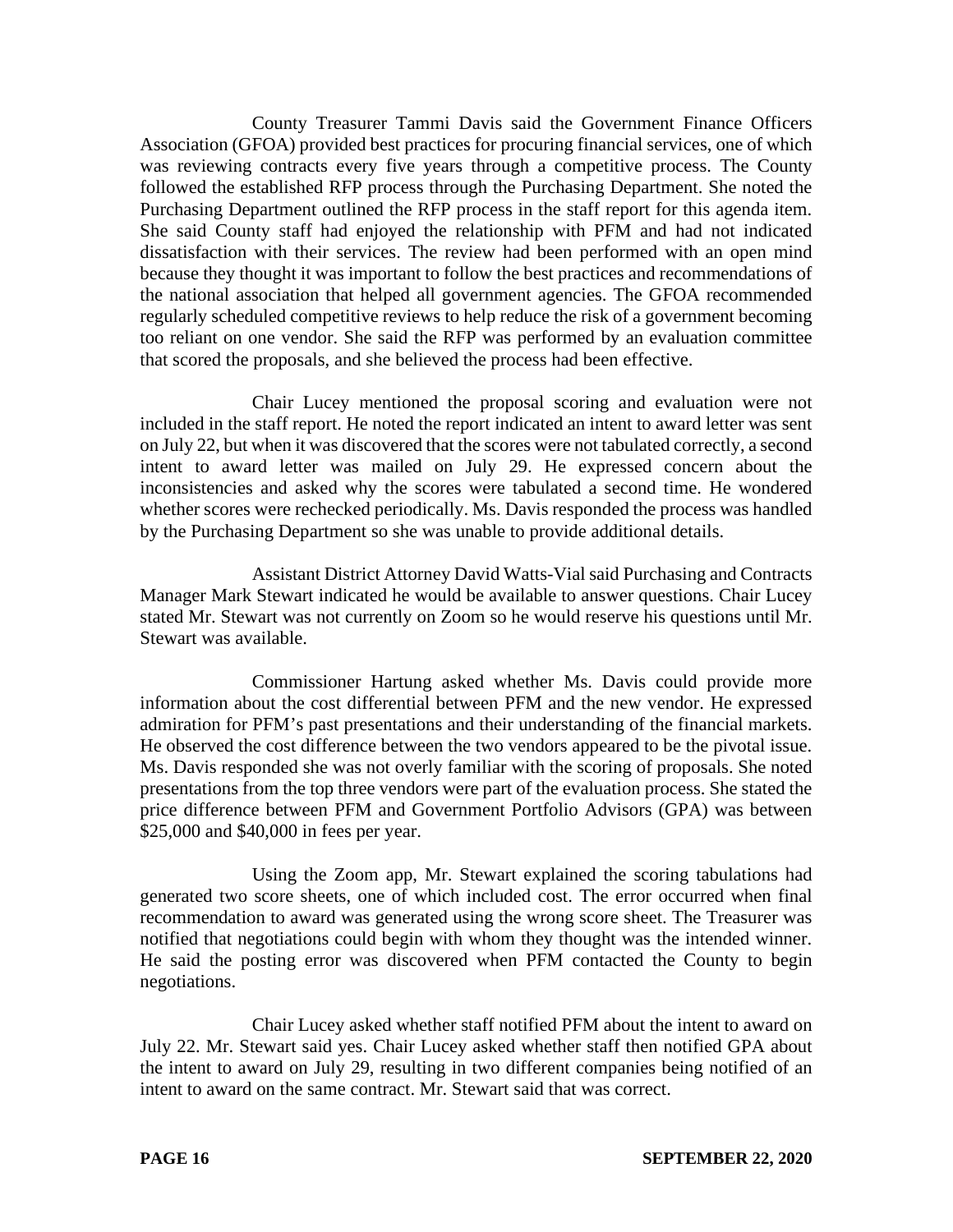County Treasurer Tammi Davis said the Government Finance Officers Association (GFOA) provided best practices for procuring financial services, one of which was reviewing contracts every five years through a competitive process. The County followed the established RFP process through the Purchasing Department. She noted the Purchasing Department outlined the RFP process in the staff report for this agenda item. She said County staff had enjoyed the relationship with PFM and had not indicated dissatisfaction with their services. The review had been performed with an open mind because they thought it was important to follow the best practices and recommendations of the national association that helped all government agencies. The GFOA recommended regularly scheduled competitive reviews to help reduce the risk of a government becoming too reliant on one vendor. She said the RFP was performed by an evaluation committee that scored the proposals, and she believed the process had been effective.

Chair Lucey mentioned the proposal scoring and evaluation were not included in the staff report. He noted the report indicated an intent to award letter was sent on July 22, but when it was discovered that the scores were not tabulated correctly, a second intent to award letter was mailed on July 29. He expressed concern about the inconsistencies and asked why the scores were tabulated a second time. He wondered whether scores were rechecked periodically. Ms. Davis responded the process was handled by the Purchasing Department so she was unable to provide additional details.

Assistant District Attorney David Watts-Vial said Purchasing and Contracts Manager Mark Stewart indicated he would be available to answer questions. Chair Lucey stated Mr. Stewart was not currently on Zoom so he would reserve his questions until Mr. Stewart was available.

Commissioner Hartung asked whether Ms. Davis could provide more information about the cost differential between PFM and the new vendor. He expressed admiration for PFM's past presentations and their understanding of the financial markets. He observed the cost difference between the two vendors appeared to be the pivotal issue. Ms. Davis responded she was not overly familiar with the scoring of proposals. She noted presentations from the top three vendors were part of the evaluation process. She stated the price difference between PFM and Government Portfolio Advisors (GPA) was between $25,000 and $40,000 in fees per year.

Using the Zoom app, Mr. Stewart explained the scoring tabulations had generated two score sheets, one of which included cost. The error occurred when final recommendation to award was generated using the wrong score sheet. The Treasurer was notified that negotiations could begin with whom they thought was the intended winner. He said the posting error was discovered when PFM contacted the County to begin negotiations.

Chair Lucey asked whether staff notified PFM about the intent to award on July 22. Mr. Stewart said yes. Chair Lucey asked whether staff then notified GPA about the intent to award on July 29, resulting in two different companies being notified of an intent to award on the same contract. Mr. Stewart said that was correct.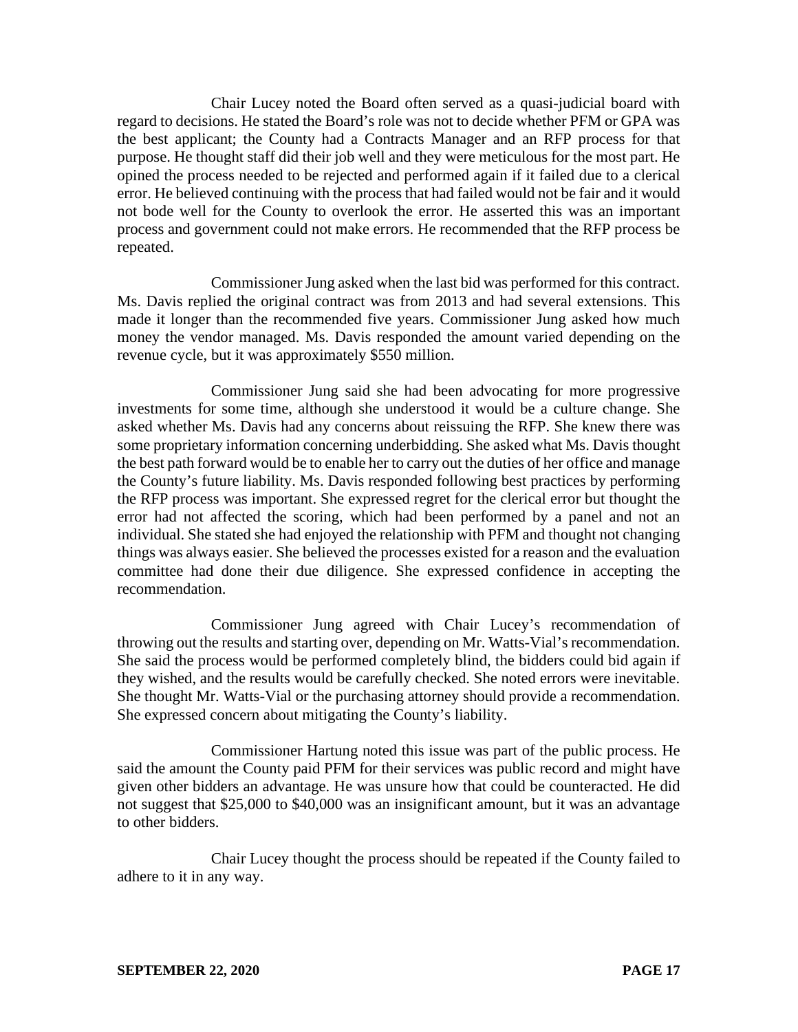Chair Lucey noted the Board often served as a quasi-judicial board with regard to decisions. He stated the Board's role was not to decide whether PFM or GPA was the best applicant; the County had a Contracts Manager and an RFP process for that purpose. He thought staff did their job well and they were meticulous for the most part. He opined the process needed to be rejected and performed again if it failed due to a clerical error. He believed continuing with the process that had failed would not be fair and it would not bode well for the County to overlook the error. He asserted this was an important process and government could not make errors. He recommended that the RFP process be repeated.

Commissioner Jung asked when the last bid was performed for this contract. Ms. Davis replied the original contract was from 2013 and had several extensions. This made it longer than the recommended five years. Commissioner Jung asked how much money the vendor managed. Ms. Davis responded the amount varied depending on the revenue cycle, but it was approximately $550 million.

Commissioner Jung said she had been advocating for more progressive investments for some time, although she understood it would be a culture change. She asked whether Ms. Davis had any concerns about reissuing the RFP. She knew there was some proprietary information concerning underbidding. She asked what Ms. Davis thought the best path forward would be to enable her to carry out the duties of her office and manage the County's future liability. Ms. Davis responded following best practices by performing the RFP process was important. She expressed regret for the clerical error but thought the error had not affected the scoring, which had been performed by a panel and not an individual. She stated she had enjoyed the relationship with PFM and thought not changing things was always easier. She believed the processes existed for a reason and the evaluation committee had done their due diligence. She expressed confidence in accepting the recommendation.

Commissioner Jung agreed with Chair Lucey's recommendation of throwing out the results and starting over, depending on Mr. Watts-Vial's recommendation. She said the process would be performed completely blind, the bidders could bid again if they wished, and the results would be carefully checked. She noted errors were inevitable. She thought Mr. Watts-Vial or the purchasing attorney should provide a recommendation. She expressed concern about mitigating the County's liability.

Commissioner Hartung noted this issue was part of the public process. He said the amount the County paid PFM for their services was public record and might have given other bidders an advantage. He was unsure how that could be counteracted. He did not suggest that $25,000 to $40,000 was an insignificant amount, but it was an advantage to other bidders.

Chair Lucey thought the process should be repeated if the County failed to adhere to it in any way.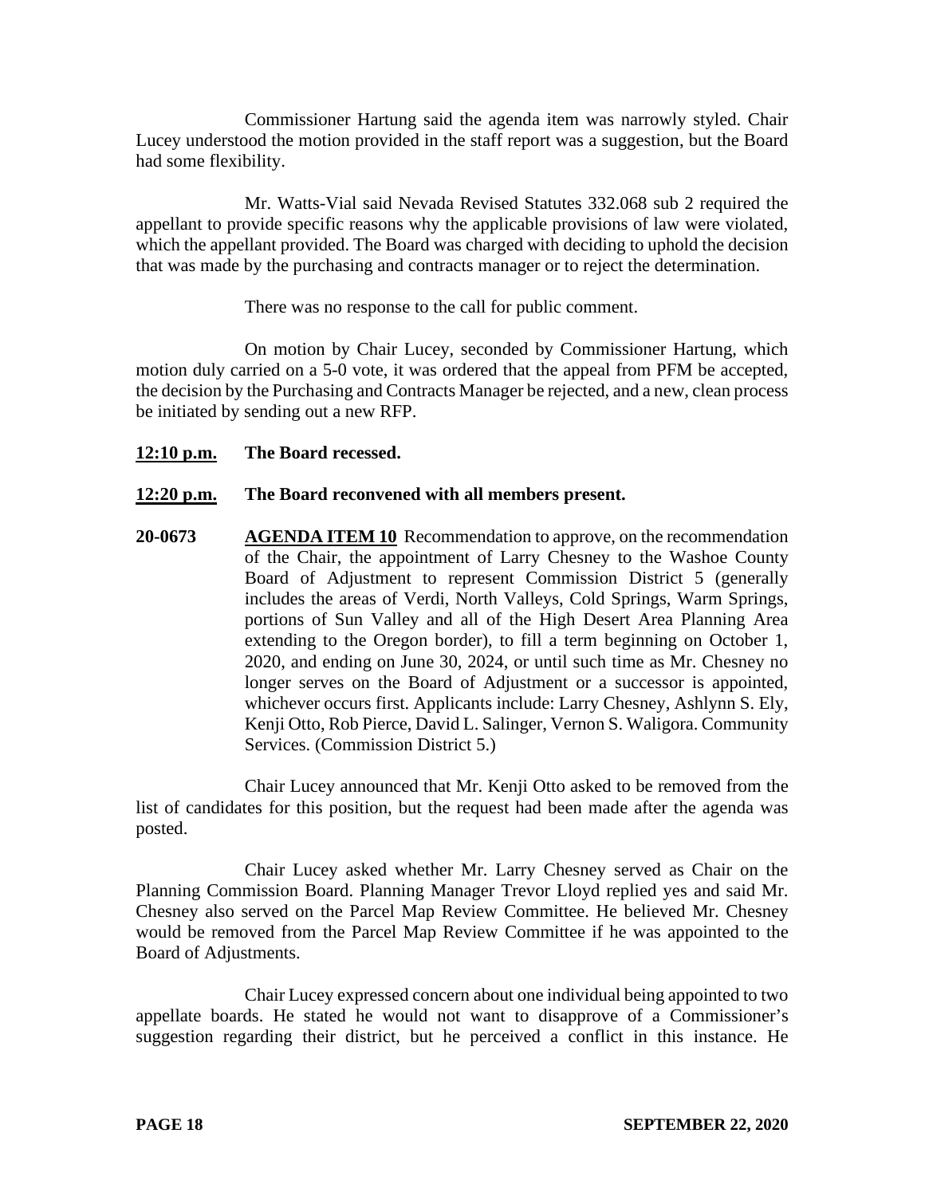Commissioner Hartung said the agenda item was narrowly styled. Chair Lucey understood the motion provided in the staff report was a suggestion, but the Board had some flexibility.

Mr. Watts-Vial said Nevada Revised Statutes 332.068 sub 2 required the appellant to provide specific reasons why the applicable provisions of law were violated, which the appellant provided. The Board was charged with deciding to uphold the decision that was made by the purchasing and contracts manager or to reject the determination.

There was no response to the call for public comment.

On motion by Chair Lucey, seconded by Commissioner Hartung, which motion duly carried on a 5-0 vote, it was ordered that the appeal from PFM be accepted, the decision by the Purchasing and Contracts Manager be rejected, and a new, clean process be initiated by sending out a new RFP.

**12:10 p.m.** **The Board recessed.**

**12:20 p.m.** **The Board reconvened with all members present.**

**20-0673** **AGENDA ITEM 10** Recommendation to approve, on the recommendation of the Chair, the appointment of Larry Chesney to the Washoe County Board of Adjustment to represent Commission District 5 (generally includes the areas of Verdi, North Valleys, Cold Springs, Warm Springs, portions of Sun Valley and all of the High Desert Area Planning Area extending to the Oregon border), to fill a term beginning on October 1, 2020, and ending on June 30, 2024, or until such time as Mr. Chesney no longer serves on the Board of Adjustment or a successor is appointed, whichever occurs first. Applicants include: Larry Chesney, Ashlynn S. Ely, Kenji Otto, Rob Pierce, David L. Salinger, Vernon S. Waligora. Community Services. (Commission District 5.)

Chair Lucey announced that Mr. Kenji Otto asked to be removed from the list of candidates for this position, but the request had been made after the agenda was posted.

Chair Lucey asked whether Mr. Larry Chesney served as Chair on the Planning Commission Board. Planning Manager Trevor Lloyd replied yes and said Mr. Chesney also served on the Parcel Map Review Committee. He believed Mr. Chesney would be removed from the Parcel Map Review Committee if he was appointed to the Board of Adjustments.

Chair Lucey expressed concern about one individual being appointed to two appellate boards. He stated he would not want to disapprove of a Commissioner's suggestion regarding their district, but he perceived a conflict in this instance. He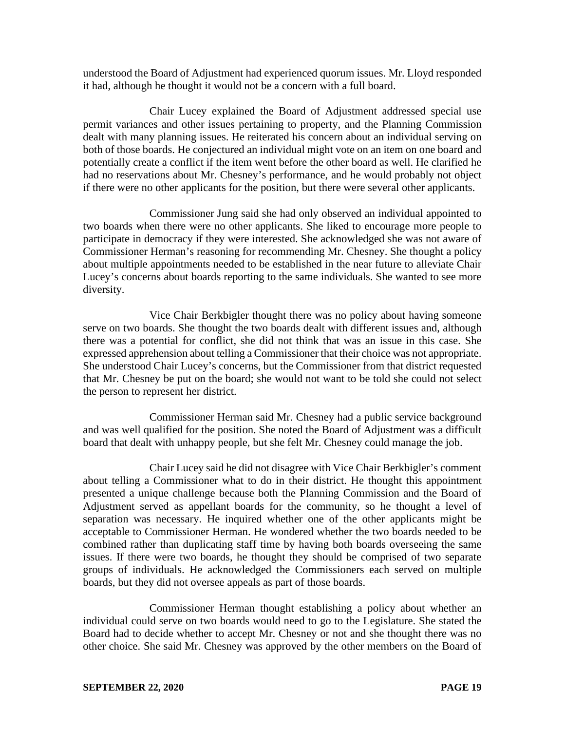understood the Board of Adjustment had experienced quorum issues. Mr. Lloyd responded it had, although he thought it would not be a concern with a full board.

Chair Lucey explained the Board of Adjustment addressed special use permit variances and other issues pertaining to property, and the Planning Commission dealt with many planning issues. He reiterated his concern about an individual serving on both of those boards. He conjectured an individual might vote on an item on one board and potentially create a conflict if the item went before the other board as well. He clarified he had no reservations about Mr. Chesney's performance, and he would probably not object if there were no other applicants for the position, but there were several other applicants.

Commissioner Jung said she had only observed an individual appointed to two boards when there were no other applicants. She liked to encourage more people to participate in democracy if they were interested. She acknowledged she was not aware of Commissioner Herman's reasoning for recommending Mr. Chesney. She thought a policy about multiple appointments needed to be established in the near future to alleviate Chair Lucey's concerns about boards reporting to the same individuals. She wanted to see more diversity.

Vice Chair Berkbigler thought there was no policy about having someone serve on two boards. She thought the two boards dealt with different issues and, although there was a potential for conflict, she did not think that was an issue in this case. She expressed apprehension about telling a Commissioner that their choice was not appropriate. She understood Chair Lucey's concerns, but the Commissioner from that district requested that Mr. Chesney be put on the board; she would not want to be told she could not select the person to represent her district.

Commissioner Herman said Mr. Chesney had a public service background and was well qualified for the position. She noted the Board of Adjustment was a difficult board that dealt with unhappy people, but she felt Mr. Chesney could manage the job.

Chair Lucey said he did not disagree with Vice Chair Berkbigler's comment about telling a Commissioner what to do in their district. He thought this appointment presented a unique challenge because both the Planning Commission and the Board of Adjustment served as appellant boards for the community, so he thought a level of separation was necessary. He inquired whether one of the other applicants might be acceptable to Commissioner Herman. He wondered whether the two boards needed to be combined rather than duplicating staff time by having both boards overseeing the same issues. If there were two boards, he thought they should be comprised of two separate groups of individuals. He acknowledged the Commissioners each served on multiple boards, but they did not oversee appeals as part of those boards.

Commissioner Herman thought establishing a policy about whether an individual could serve on two boards would need to go to the Legislature. She stated the Board had to decide whether to accept Mr. Chesney or not and she thought there was no other choice. She said Mr. Chesney was approved by the other members on the Board of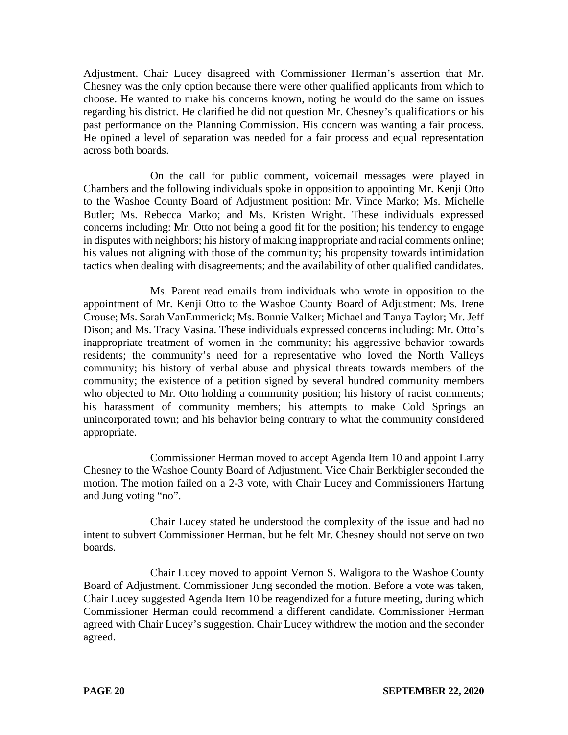Adjustment. Chair Lucey disagreed with Commissioner Herman's assertion that Mr. Chesney was the only option because there were other qualified applicants from which to choose. He wanted to make his concerns known, noting he would do the same on issues regarding his district. He clarified he did not question Mr. Chesney's qualifications or his past performance on the Planning Commission. His concern was wanting a fair process. He opined a level of separation was needed for a fair process and equal representation across both boards.

On the call for public comment, voicemail messages were played in Chambers and the following individuals spoke in opposition to appointing Mr. Kenji Otto to the Washoe County Board of Adjustment position: Mr. Vince Marko; Ms. Michelle Butler; Ms. Rebecca Marko; and Ms. Kristen Wright. These individuals expressed concerns including: Mr. Otto not being a good fit for the position; his tendency to engage in disputes with neighbors; his history of making inappropriate and racial comments online; his values not aligning with those of the community; his propensity towards intimidation tactics when dealing with disagreements; and the availability of other qualified candidates.

Ms. Parent read emails from individuals who wrote in opposition to the appointment of Mr. Kenji Otto to the Washoe County Board of Adjustment: Ms. Irene Crouse; Ms. Sarah VanEmmerick; Ms. Bonnie Valker; Michael and Tanya Taylor; Mr. Jeff Dison; and Ms. Tracy Vasina. These individuals expressed concerns including: Mr. Otto's inappropriate treatment of women in the community; his aggressive behavior towards residents; the community's need for a representative who loved the North Valleys community; his history of verbal abuse and physical threats towards members of the community; the existence of a petition signed by several hundred community members who objected to Mr. Otto holding a community position; his history of racist comments; his harassment of community members; his attempts to make Cold Springs an unincorporated town; and his behavior being contrary to what the community considered appropriate.

Commissioner Herman moved to accept Agenda Item 10 and appoint Larry Chesney to the Washoe County Board of Adjustment. Vice Chair Berkbigler seconded the motion. The motion failed on a 2-3 vote, with Chair Lucey and Commissioners Hartung and Jung voting "no".

Chair Lucey stated he understood the complexity of the issue and had no intent to subvert Commissioner Herman, but he felt Mr. Chesney should not serve on two boards.

Chair Lucey moved to appoint Vernon S. Waligora to the Washoe County Board of Adjustment. Commissioner Jung seconded the motion. Before a vote was taken, Chair Lucey suggested Agenda Item 10 be reagendized for a future meeting, during which Commissioner Herman could recommend a different candidate. Commissioner Herman agreed with Chair Lucey's suggestion. Chair Lucey withdrew the motion and the seconder agreed.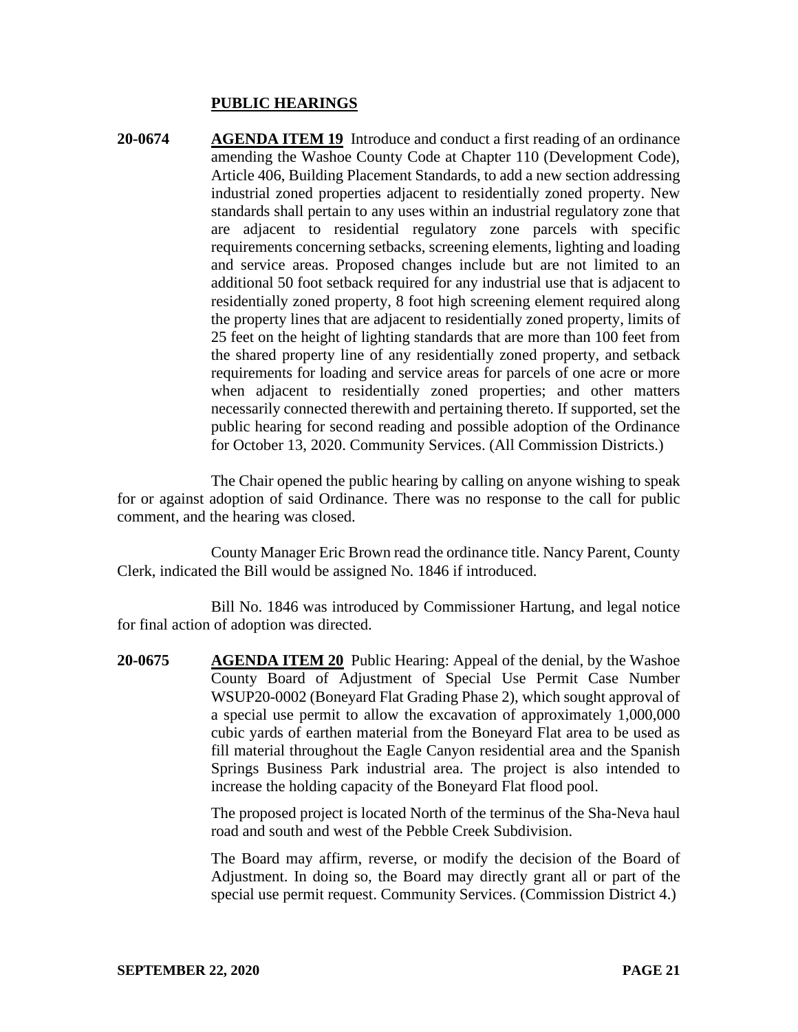## PUBLIC HEARINGS

**20-0674** **AGENDA ITEM 19** Introduce and conduct a first reading of an ordinance amending the Washoe County Code at Chapter 110 (Development Code), Article 406, Building Placement Standards, to add a new section addressing industrial zoned properties adjacent to residentially zoned property. New standards shall pertain to any uses within an industrial regulatory zone that are adjacent to residential regulatory zone parcels with specific requirements concerning setbacks, screening elements, lighting and loading and service areas. Proposed changes include but are not limited to an additional 50 foot setback required for any industrial use that is adjacent to residentially zoned property, 8 foot high screening element required along the property lines that are adjacent to residentially zoned property, limits of 25 feet on the height of lighting standards that are more than 100 feet from the shared property line of any residentially zoned property, and setback requirements for loading and service areas for parcels of one acre or more when adjacent to residentially zoned properties; and other matters necessarily connected therewith and pertaining thereto. If supported, set the public hearing for second reading and possible adoption of the Ordinance for October 13, 2020. Community Services. (All Commission Districts.)

The Chair opened the public hearing by calling on anyone wishing to speak for or against adoption of said Ordinance. There was no response to the call for public comment, and the hearing was closed.

County Manager Eric Brown read the ordinance title. Nancy Parent, County Clerk, indicated the Bill would be assigned No. 1846 if introduced.

Bill No. 1846 was introduced by Commissioner Hartung, and legal notice for final action of adoption was directed.

**20-0675** **AGENDA ITEM 20** Public Hearing: Appeal of the denial, by the Washoe County Board of Adjustment of Special Use Permit Case Number WSUP20-0002 (Boneyard Flat Grading Phase 2), which sought approval of a special use permit to allow the excavation of approximately 1,000,000 cubic yards of earthen material from the Boneyard Flat area to be used as fill material throughout the Eagle Canyon residential area and the Spanish Springs Business Park industrial area. The project is also intended to increase the holding capacity of the Boneyard Flat flood pool.

The proposed project is located North of the terminus of the Sha-Neva haul road and south and west of the Pebble Creek Subdivision.

The Board may affirm, reverse, or modify the decision of the Board of Adjustment. In doing so, the Board may directly grant all or part of the special use permit request. Community Services. (Commission District 4.)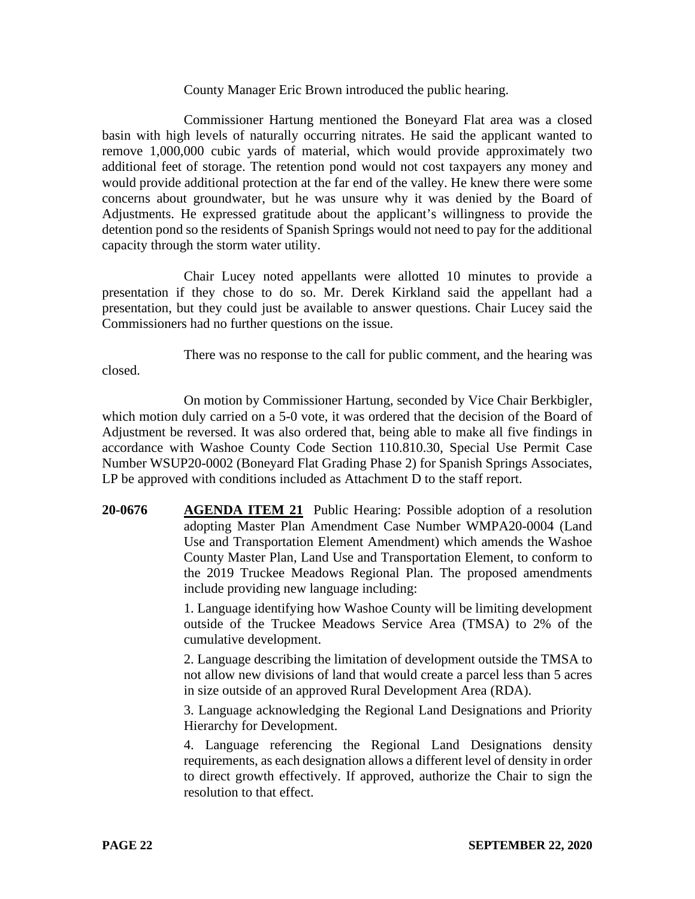County Manager Eric Brown introduced the public hearing.

Commissioner Hartung mentioned the Boneyard Flat area was a closed basin with high levels of naturally occurring nitrates. He said the applicant wanted to remove 1,000,000 cubic yards of material, which would provide approximately two additional feet of storage. The retention pond would not cost taxpayers any money and would provide additional protection at the far end of the valley. He knew there were some concerns about groundwater, but he was unsure why it was denied by the Board of Adjustments. He expressed gratitude about the applicant's willingness to provide the detention pond so the residents of Spanish Springs would not need to pay for the additional capacity through the storm water utility.

Chair Lucey noted appellants were allotted 10 minutes to provide a presentation if they chose to do so. Mr. Derek Kirkland said the appellant had a presentation, but they could just be available to answer questions. Chair Lucey said the Commissioners had no further questions on the issue.

There was no response to the call for public comment, and the hearing was closed.

On motion by Commissioner Hartung, seconded by Vice Chair Berkbigler, which motion duly carried on a 5-0 vote, it was ordered that the decision of the Board of Adjustment be reversed. It was also ordered that, being able to make all five findings in accordance with Washoe County Code Section 110.810.30, Special Use Permit Case Number WSUP20-0002 (Boneyard Flat Grading Phase 2) for Spanish Springs Associates, LP be approved with conditions included as Attachment D to the staff report.

**20-0676** **AGENDA ITEM 21** Public Hearing: Possible adoption of a resolution adopting Master Plan Amendment Case Number WMPA20-0004 (Land Use and Transportation Element Amendment) which amends the Washoe County Master Plan, Land Use and Transportation Element, to conform to the 2019 Truckee Meadows Regional Plan. The proposed amendments include providing new language including:

1. Language identifying how Washoe County will be limiting development outside of the Truckee Meadows Service Area (TMSA) to 2% of the cumulative development.

2. Language describing the limitation of development outside the TMSA to not allow new divisions of land that would create a parcel less than 5 acres in size outside of an approved Rural Development Area (RDA).

3. Language acknowledging the Regional Land Designations and Priority Hierarchy for Development.

4. Language referencing the Regional Land Designations density requirements, as each designation allows a different level of density in order to direct growth effectively. If approved, authorize the Chair to sign the resolution to that effect.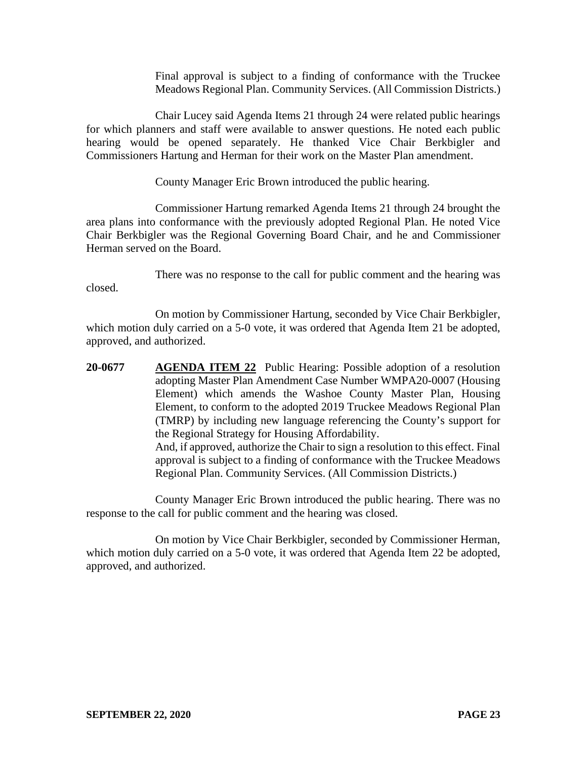Final approval is subject to a finding of conformance with the Truckee Meadows Regional Plan. Community Services. (All Commission Districts.)

Chair Lucey said Agenda Items 21 through 24 were related public hearings for which planners and staff were available to answer questions. He noted each public hearing would be opened separately. He thanked Vice Chair Berkbigler and Commissioners Hartung and Herman for their work on the Master Plan amendment.

County Manager Eric Brown introduced the public hearing.

Commissioner Hartung remarked Agenda Items 21 through 24 brought the area plans into conformance with the previously adopted Regional Plan. He noted Vice Chair Berkbigler was the Regional Governing Board Chair, and he and Commissioner Herman served on the Board.

There was no response to the call for public comment and the hearing was closed.

On motion by Commissioner Hartung, seconded by Vice Chair Berkbigler, which motion duly carried on a 5-0 vote, it was ordered that Agenda Item 21 be adopted, approved, and authorized.

**20-0677** **AGENDA ITEM 22** Public Hearing: Possible adoption of a resolution adopting Master Plan Amendment Case Number WMPA20-0007 (Housing Element) which amends the Washoe County Master Plan, Housing Element, to conform to the adopted 2019 Truckee Meadows Regional Plan (TMRP) by including new language referencing the County's support for the Regional Strategy for Housing Affordability.
And, if approved, authorize the Chair to sign a resolution to this effect. Final approval is subject to a finding of conformance with the Truckee Meadows Regional Plan. Community Services. (All Commission Districts.)

County Manager Eric Brown introduced the public hearing. There was no response to the call for public comment and the hearing was closed.

On motion by Vice Chair Berkbigler, seconded by Commissioner Herman, which motion duly carried on a 5-0 vote, it was ordered that Agenda Item 22 be adopted, approved, and authorized.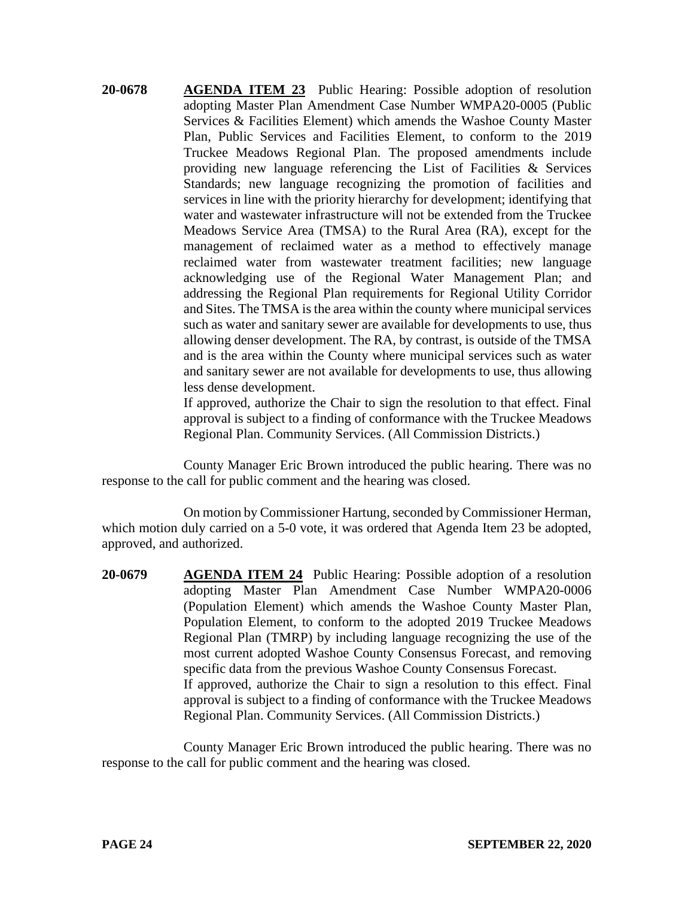**20-0678** **AGENDA ITEM 23** Public Hearing: Possible adoption of resolution adopting Master Plan Amendment Case Number WMPA20-0005 (Public Services & Facilities Element) which amends the Washoe County Master Plan, Public Services and Facilities Element, to conform to the 2019 Truckee Meadows Regional Plan. The proposed amendments include providing new language referencing the List of Facilities & Services Standards; new language recognizing the promotion of facilities and services in line with the priority hierarchy for development; identifying that water and wastewater infrastructure will not be extended from the Truckee Meadows Service Area (TMSA) to the Rural Area (RA), except for the management of reclaimed water as a method to effectively manage reclaimed water from wastewater treatment facilities; new language acknowledging use of the Regional Water Management Plan; and addressing the Regional Plan requirements for Regional Utility Corridor and Sites. The TMSA is the area within the county where municipal services such as water and sanitary sewer are available for developments to use, thus allowing denser development. The RA, by contrast, is outside of the TMSA and is the area within the County where municipal services such as water and sanitary sewer are not available for developments to use, thus allowing less dense development.
If approved, authorize the Chair to sign the resolution to that effect. Final approval is subject to a finding of conformance with the Truckee Meadows Regional Plan. Community Services. (All Commission Districts.)

County Manager Eric Brown introduced the public hearing. There was no response to the call for public comment and the hearing was closed.

On motion by Commissioner Hartung, seconded by Commissioner Herman, which motion duly carried on a 5-0 vote, it was ordered that Agenda Item 23 be adopted, approved, and authorized.

**20-0679** **AGENDA ITEM 24** Public Hearing: Possible adoption of a resolution adopting Master Plan Amendment Case Number WMPA20-0006 (Population Element) which amends the Washoe County Master Plan, Population Element, to conform to the adopted 2019 Truckee Meadows Regional Plan (TMRP) by including language recognizing the use of the most current adopted Washoe County Consensus Forecast, and removing specific data from the previous Washoe County Consensus Forecast.
If approved, authorize the Chair to sign a resolution to this effect. Final approval is subject to a finding of conformance with the Truckee Meadows Regional Plan. Community Services. (All Commission Districts.)

County Manager Eric Brown introduced the public hearing. There was no response to the call for public comment and the hearing was closed.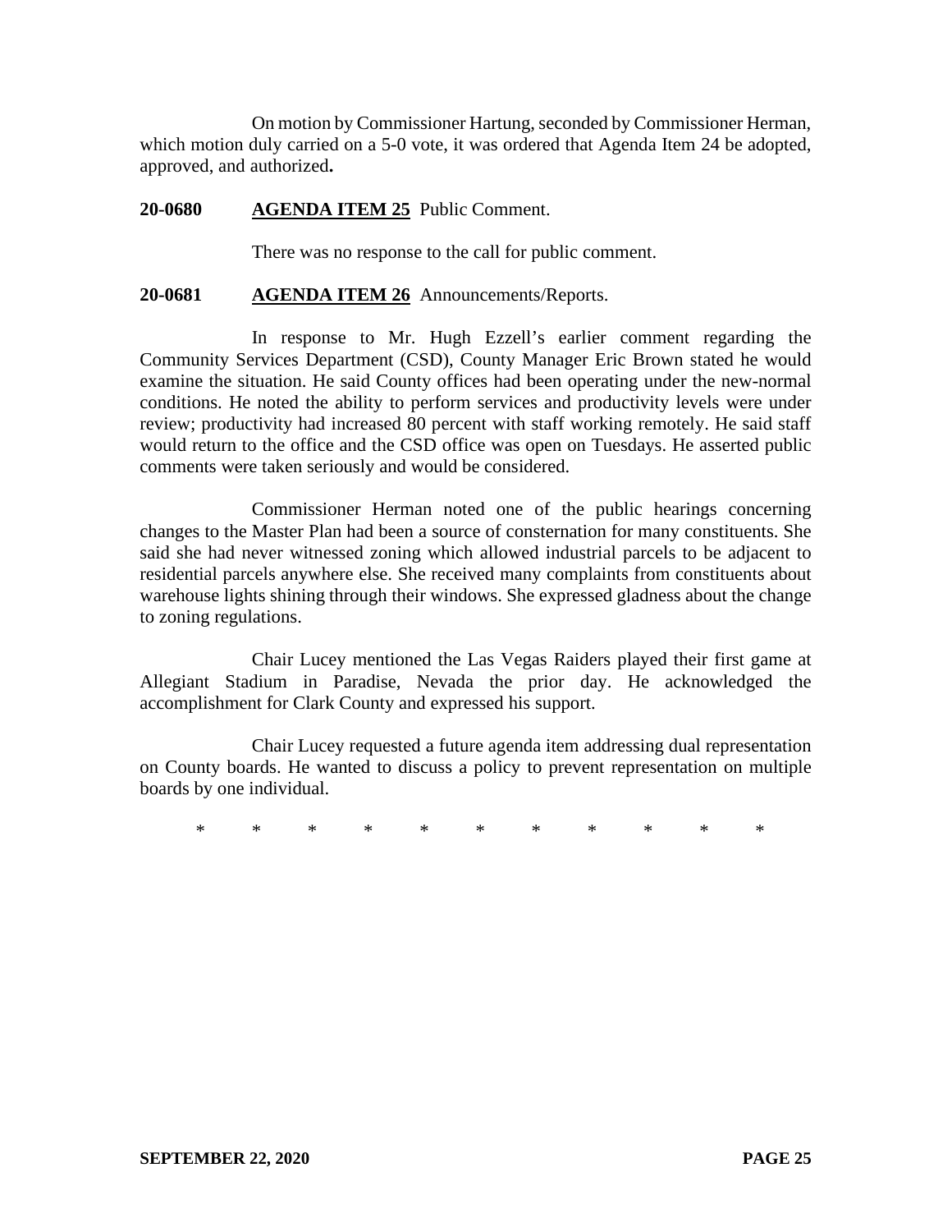On motion by Commissioner Hartung, seconded by Commissioner Herman, which motion duly carried on a 5-0 vote, it was ordered that Agenda Item 24 be adopted, approved, and authorized**.**

**20-0680 AGENDA ITEM 25** Public Comment.

There was no response to the call for public comment.

**20-0681 AGENDA ITEM 26** Announcements/Reports.

In response to Mr. Hugh Ezzell's earlier comment regarding the Community Services Department (CSD), County Manager Eric Brown stated he would examine the situation. He said County offices had been operating under the new-normal conditions. He noted the ability to perform services and productivity levels were under review; productivity had increased 80 percent with staff working remotely. He said staff would return to the office and the CSD office was open on Tuesdays. He asserted public comments were taken seriously and would be considered.

Commissioner Herman noted one of the public hearings concerning changes to the Master Plan had been a source of consternation for many constituents. She said she had never witnessed zoning which allowed industrial parcels to be adjacent to residential parcels anywhere else. She received many complaints from constituents about warehouse lights shining through their windows. She expressed gladness about the change to zoning regulations.

Chair Lucey mentioned the Las Vegas Raiders played their first game at Allegiant Stadium in Paradise, Nevada the prior day. He acknowledged the accomplishment for Clark County and expressed his support.

Chair Lucey requested a future agenda item addressing dual representation on County boards. He wanted to discuss a policy to prevent representation on multiple boards by one individual.

\* \* \* \* \* \* \* \* \* \* \*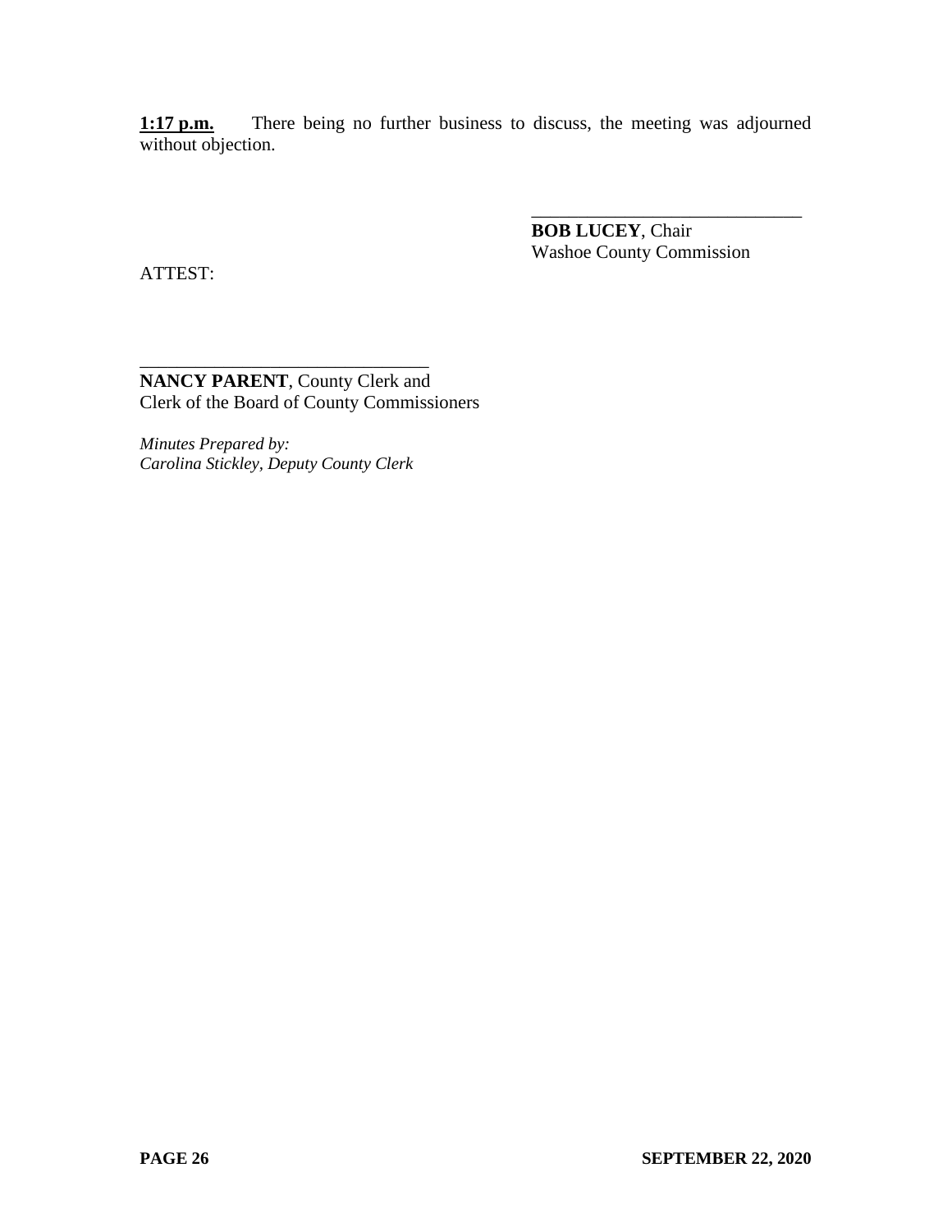**1:17 p.m.** There being no further business to discuss, the meeting was adjourned without objection.

\_\_\_\_\_\_\_\_\_\_\_\_\_\_\_\_\_\_\_\_\_\_\_\_\_\_\_\_\_\_
**BOB LUCEY**, Chair
Washoe County Commission

ATTEST:

\_\_\_\_\_\_\_\_\_\_\_\_\_\_\_\_\_\_\_\_\_\_\_\_\_\_\_\_\_\_\_\_
**NANCY PARENT**, County Clerk and
Clerk of the Board of County Commissioners

*Minutes Prepared by:*
*Carolina Stickley, Deputy County Clerk*